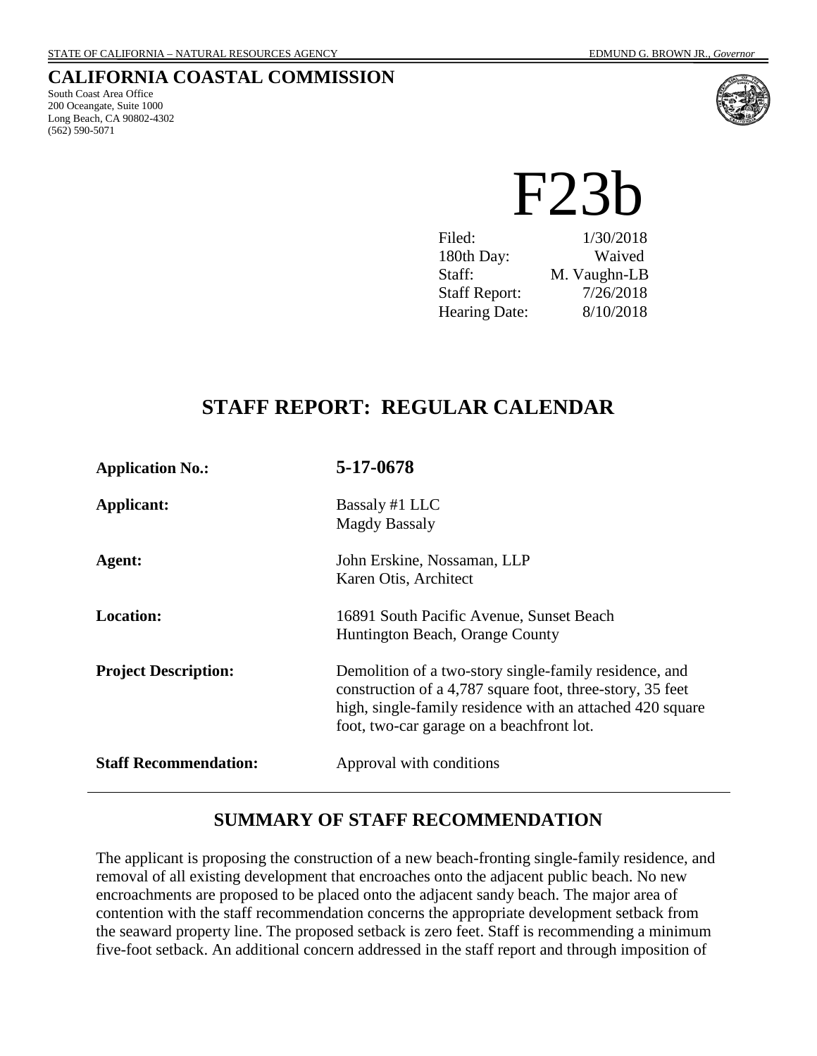STATE OF CALIFORNIA – NATURAL RESOURCES AGENCY EDMUND G. BROWN JR., *Governor*

**CALIFORNIA COASTAL COMMISSION**
South Coast Area Office
200 Oceangate, Suite 1000
Long Beach, CA 90802-4302
(562) 590-5071

# F23b

| | |
|---|---|
| Filed: | 1/30/2018 |
| 180th Day: | Waived |
| Staff: | M. Vaughn-LB |
| Staff Report: | 7/26/2018 |
| Hearing Date: | 8/10/2018 |

## STAFF REPORT: REGULAR CALENDAR

**Application No.:** **5-17-0678**

**Applicant:** Bassaly #1 LLC
Magdy Bassaly

**Agent:** John Erskine, Nossaman, LLP
Karen Otis, Architect

**Location:** 16891 South Pacific Avenue, Sunset Beach
Huntington Beach, Orange County

**Project Description:** Demolition of a two-story single-family residence, and construction of a 4,787 square foot, three-story, 35 feet high, single-family residence with an attached 420 square foot, two-car garage on a beachfront lot.

**Staff Recommendation:** Approval with conditions

---

## SUMMARY OF STAFF RECOMMENDATION

The applicant is proposing the construction of a new beach-fronting single-family residence, and removal of all existing development that encroaches onto the adjacent public beach. No new encroachments are proposed to be placed onto the adjacent sandy beach. The major area of contention with the staff recommendation concerns the appropriate development setback from the seaward property line. The proposed setback is zero feet. Staff is recommending a minimum five-foot setback. An additional concern addressed in the staff report and through imposition of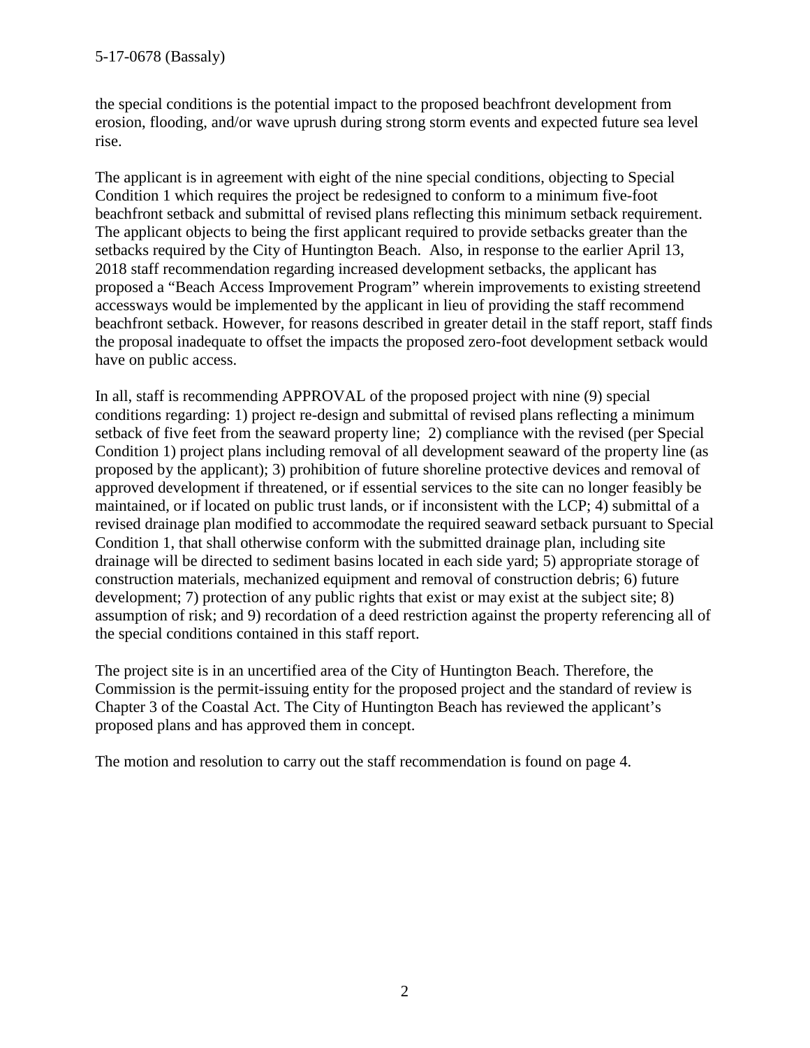the special conditions is the potential impact to the proposed beachfront development from erosion, flooding, and/or wave uprush during strong storm events and expected future sea level rise.

The applicant is in agreement with eight of the nine special conditions, objecting to Special Condition 1 which requires the project be redesigned to conform to a minimum five-foot beachfront setback and submittal of revised plans reflecting this minimum setback requirement. The applicant objects to being the first applicant required to provide setbacks greater than the setbacks required by the City of Huntington Beach. Also, in response to the earlier April 13, 2018 staff recommendation regarding increased development setbacks, the applicant has proposed a "Beach Access Improvement Program" wherein improvements to existing streetend accessways would be implemented by the applicant in lieu of providing the staff recommend beachfront setback. However, for reasons described in greater detail in the staff report, staff finds the proposal inadequate to offset the impacts the proposed zero-foot development setback would have on public access.

In all, staff is recommending APPROVAL of the proposed project with nine (9) special conditions regarding: 1) project re-design and submittal of revised plans reflecting a minimum setback of five feet from the seaward property line; 2) compliance with the revised (per Special Condition 1) project plans including removal of all development seaward of the property line (as proposed by the applicant); 3) prohibition of future shoreline protective devices and removal of approved development if threatened, or if essential services to the site can no longer feasibly be maintained, or if located on public trust lands, or if inconsistent with the LCP; 4) submittal of a revised drainage plan modified to accommodate the required seaward setback pursuant to Special Condition 1, that shall otherwise conform with the submitted drainage plan, including site drainage will be directed to sediment basins located in each side yard; 5) appropriate storage of construction materials, mechanized equipment and removal of construction debris; 6) future development; 7) protection of any public rights that exist or may exist at the subject site; 8) assumption of risk; and 9) recordation of a deed restriction against the property referencing all of the special conditions contained in this staff report.

The project site is in an uncertified area of the City of Huntington Beach. Therefore, the Commission is the permit-issuing entity for the proposed project and the standard of review is Chapter 3 of the Coastal Act. The City of Huntington Beach has reviewed the applicant's proposed plans and has approved them in concept.

The motion and resolution to carry out the staff recommendation is found on page 4.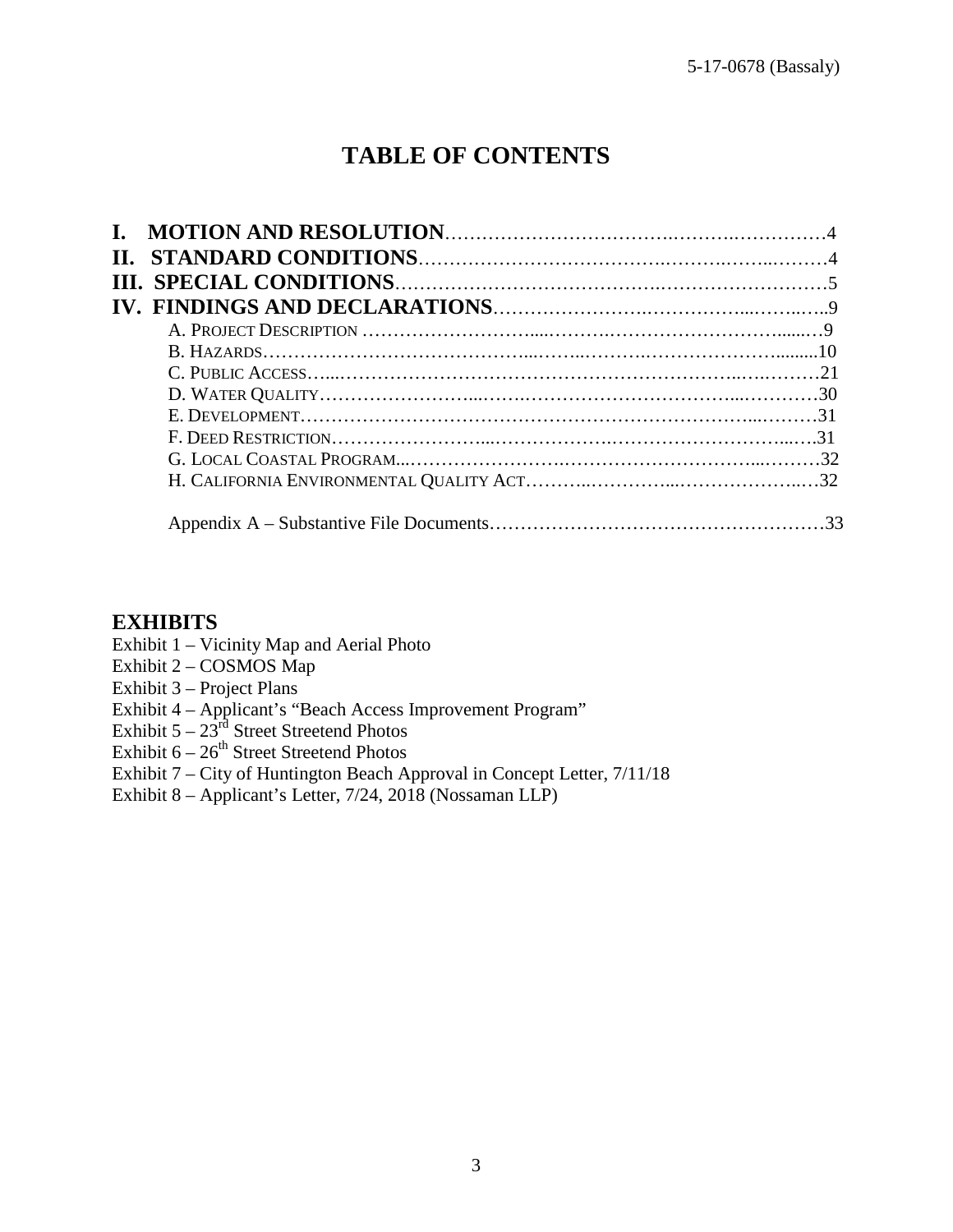# TABLE OF CONTENTS

**I. MOTION AND RESOLUTION**……………………………………………………………4
**II. STANDARD CONDITIONS**……………………………………………………………4
**III. SPECIAL CONDITIONS**……………………………………………………………5
**IV. FINDINGS AND DECLARATIONS**……………………………………………………9

- A. PROJECT DESCRIPTION ……………………………………………………………9
- B. HAZARDS……………………………………………………………………………10
- C. PUBLIC ACCESS……………………………………………………………………21
- D. WATER QUALITY……………………………………………………………………30
- E. DEVELOPMENT………………………………………………………………………31
- F. DEED RESTRICTION…………………………………………………………………31
- G. LOCAL COASTAL PROGRAM…………………………………………………………32
- H. CALIFORNIA ENVIRONMENTAL QUALITY ACT……………………………………32

Appendix A – Substantive File Documents……………………………………………33

## EXHIBITS

Exhibit 1 – Vicinity Map and Aerial Photo
Exhibit 2 – COSMOS Map
Exhibit 3 – Project Plans
Exhibit 4 – Applicant's "Beach Access Improvement Program"
Exhibit 5 – 23rd Street Streetend Photos
Exhibit 6 – 26th Street Streetend Photos
Exhibit 7 – City of Huntington Beach Approval in Concept Letter, 7/11/18
Exhibit 8 – Applicant's Letter, 7/24, 2018 (Nossaman LLP)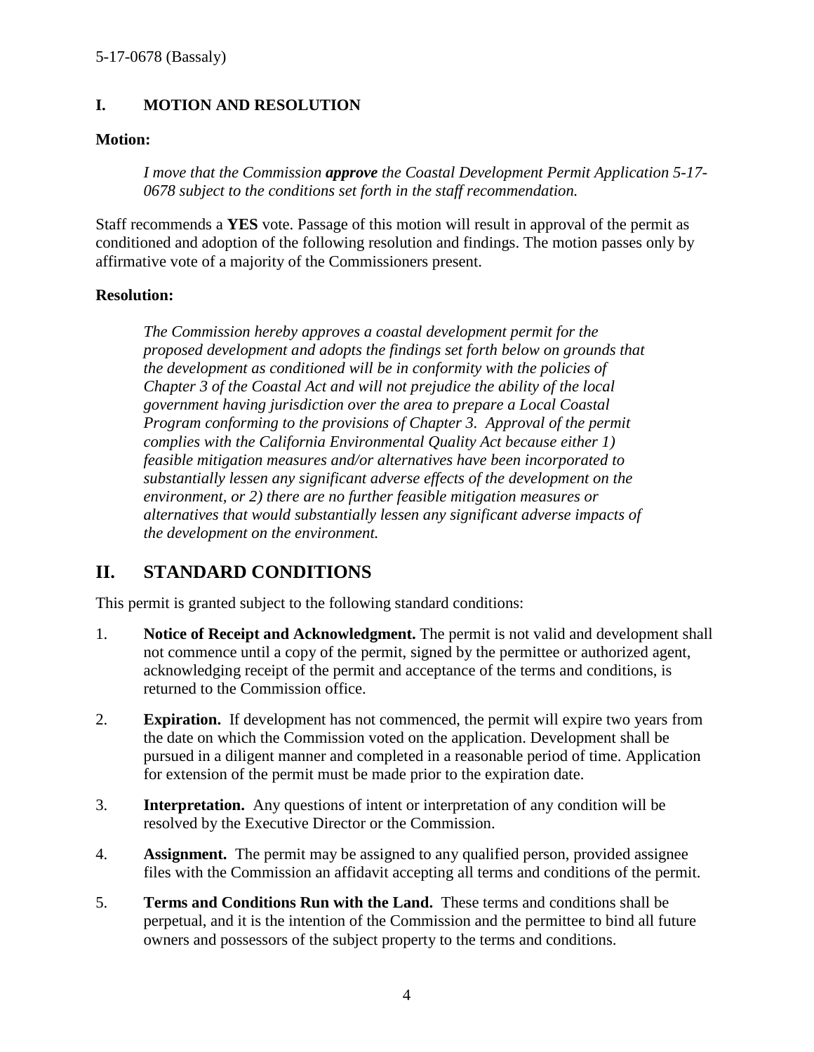## I. MOTION AND RESOLUTION

**Motion:**

> *I move that the Commission **approve** the Coastal Development Permit Application 5-17-0678 subject to the conditions set forth in the staff recommendation.*

Staff recommends a **YES** vote. Passage of this motion will result in approval of the permit as conditioned and adoption of the following resolution and findings. The motion passes only by affirmative vote of a majority of the Commissioners present.

**Resolution:**

> *The Commission hereby approves a coastal development permit for the proposed development and adopts the findings set forth below on grounds that the development as conditioned will be in conformity with the policies of Chapter 3 of the Coastal Act and will not prejudice the ability of the local government having jurisdiction over the area to prepare a Local Coastal Program conforming to the provisions of Chapter 3. Approval of the permit complies with the California Environmental Quality Act because either 1) feasible mitigation measures and/or alternatives have been incorporated to substantially lessen any significant adverse effects of the development on the environment, or 2) there are no further feasible mitigation measures or alternatives that would substantially lessen any significant adverse impacts of the development on the environment.*

## II. STANDARD CONDITIONS

This permit is granted subject to the following standard conditions:

1. **Notice of Receipt and Acknowledgment.** The permit is not valid and development shall not commence until a copy of the permit, signed by the permittee or authorized agent, acknowledging receipt of the permit and acceptance of the terms and conditions, is returned to the Commission office.

2. **Expiration.** If development has not commenced, the permit will expire two years from the date on which the Commission voted on the application. Development shall be pursued in a diligent manner and completed in a reasonable period of time. Application for extension of the permit must be made prior to the expiration date.

3. **Interpretation.** Any questions of intent or interpretation of any condition will be resolved by the Executive Director or the Commission.

4. **Assignment.** The permit may be assigned to any qualified person, provided assignee files with the Commission an affidavit accepting all terms and conditions of the permit.

5. **Terms and Conditions Run with the Land.** These terms and conditions shall be perpetual, and it is the intention of the Commission and the permittee to bind all future owners and possessors of the subject property to the terms and conditions.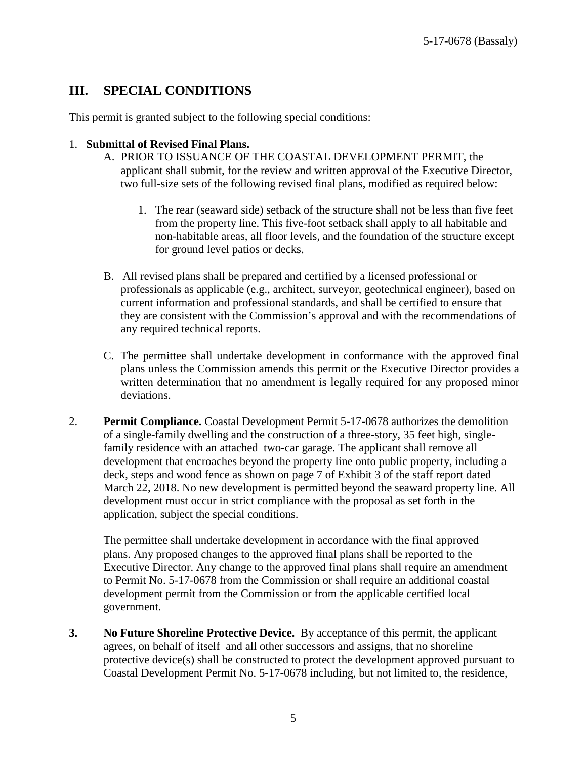## III. SPECIAL CONDITIONS

This permit is granted subject to the following special conditions:

1. **Submittal of Revised Final Plans.**
   - A. PRIOR TO ISSUANCE OF THE COASTAL DEVELOPMENT PERMIT, the applicant shall submit, for the review and written approval of the Executive Director, two full-size sets of the following revised final plans, modified as required below:
     1. The rear (seaward side) setback of the structure shall not be less than five feet from the property line. This five-foot setback shall apply to all habitable and non-habitable areas, all floor levels, and the foundation of the structure except for ground level patios or decks.
   - B. All revised plans shall be prepared and certified by a licensed professional or professionals as applicable (e.g., architect, surveyor, geotechnical engineer), based on current information and professional standards, and shall be certified to ensure that they are consistent with the Commission's approval and with the recommendations of any required technical reports.
   - C. The permittee shall undertake development in conformance with the approved final plans unless the Commission amends this permit or the Executive Director provides a written determination that no amendment is legally required for any proposed minor deviations.

2. **Permit Compliance.** Coastal Development Permit 5-17-0678 authorizes the demolition of a single-family dwelling and the construction of a three-story, 35 feet high, single-family residence with an attached two-car garage. The applicant shall remove all development that encroaches beyond the property line onto public property, including a deck, steps and wood fence as shown on page 7 of Exhibit 3 of the staff report dated March 22, 2018. No new development is permitted beyond the seaward property line. All development must occur in strict compliance with the proposal as set forth in the application, subject the special conditions.

   The permittee shall undertake development in accordance with the final approved plans. Any proposed changes to the approved final plans shall be reported to the Executive Director. Any change to the approved final plans shall require an amendment to Permit No. 5-17-0678 from the Commission or shall require an additional coastal development permit from the Commission or from the applicable certified local government.

3. **No Future Shoreline Protective Device.** By acceptance of this permit, the applicant agrees, on behalf of itself and all other successors and assigns, that no shoreline protective device(s) shall be constructed to protect the development approved pursuant to Coastal Development Permit No. 5-17-0678 including, but not limited to, the residence,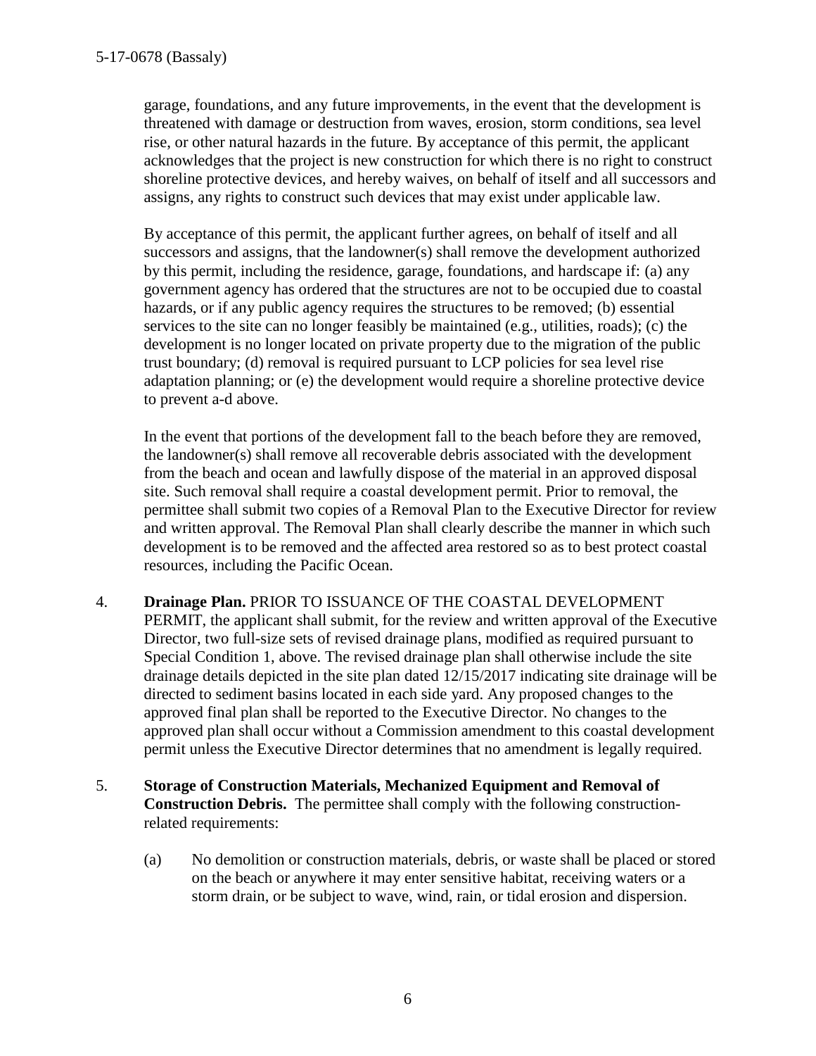garage, foundations, and any future improvements, in the event that the development is threatened with damage or destruction from waves, erosion, storm conditions, sea level rise, or other natural hazards in the future. By acceptance of this permit, the applicant acknowledges that the project is new construction for which there is no right to construct shoreline protective devices, and hereby waives, on behalf of itself and all successors and assigns, any rights to construct such devices that may exist under applicable law.

By acceptance of this permit, the applicant further agrees, on behalf of itself and all successors and assigns, that the landowner(s) shall remove the development authorized by this permit, including the residence, garage, foundations, and hardscape if: (a) any government agency has ordered that the structures are not to be occupied due to coastal hazards, or if any public agency requires the structures to be removed; (b) essential services to the site can no longer feasibly be maintained (e.g., utilities, roads); (c) the development is no longer located on private property due to the migration of the public trust boundary; (d) removal is required pursuant to LCP policies for sea level rise adaptation planning; or (e) the development would require a shoreline protective device to prevent a-d above.

In the event that portions of the development fall to the beach before they are removed, the landowner(s) shall remove all recoverable debris associated with the development from the beach and ocean and lawfully dispose of the material in an approved disposal site. Such removal shall require a coastal development permit. Prior to removal, the permittee shall submit two copies of a Removal Plan to the Executive Director for review and written approval. The Removal Plan shall clearly describe the manner in which such development is to be removed and the affected area restored so as to best protect coastal resources, including the Pacific Ocean.

4. **Drainage Plan.** PRIOR TO ISSUANCE OF THE COASTAL DEVELOPMENT PERMIT, the applicant shall submit, for the review and written approval of the Executive Director, two full-size sets of revised drainage plans, modified as required pursuant to Special Condition 1, above. The revised drainage plan shall otherwise include the site drainage details depicted in the site plan dated 12/15/2017 indicating site drainage will be directed to sediment basins located in each side yard. Any proposed changes to the approved final plan shall be reported to the Executive Director. No changes to the approved plan shall occur without a Commission amendment to this coastal development permit unless the Executive Director determines that no amendment is legally required.

5. **Storage of Construction Materials, Mechanized Equipment and Removal of Construction Debris.** The permittee shall comply with the following construction-related requirements:

   (a) No demolition or construction materials, debris, or waste shall be placed or stored on the beach or anywhere it may enter sensitive habitat, receiving waters or a storm drain, or be subject to wave, wind, rain, or tidal erosion and dispersion.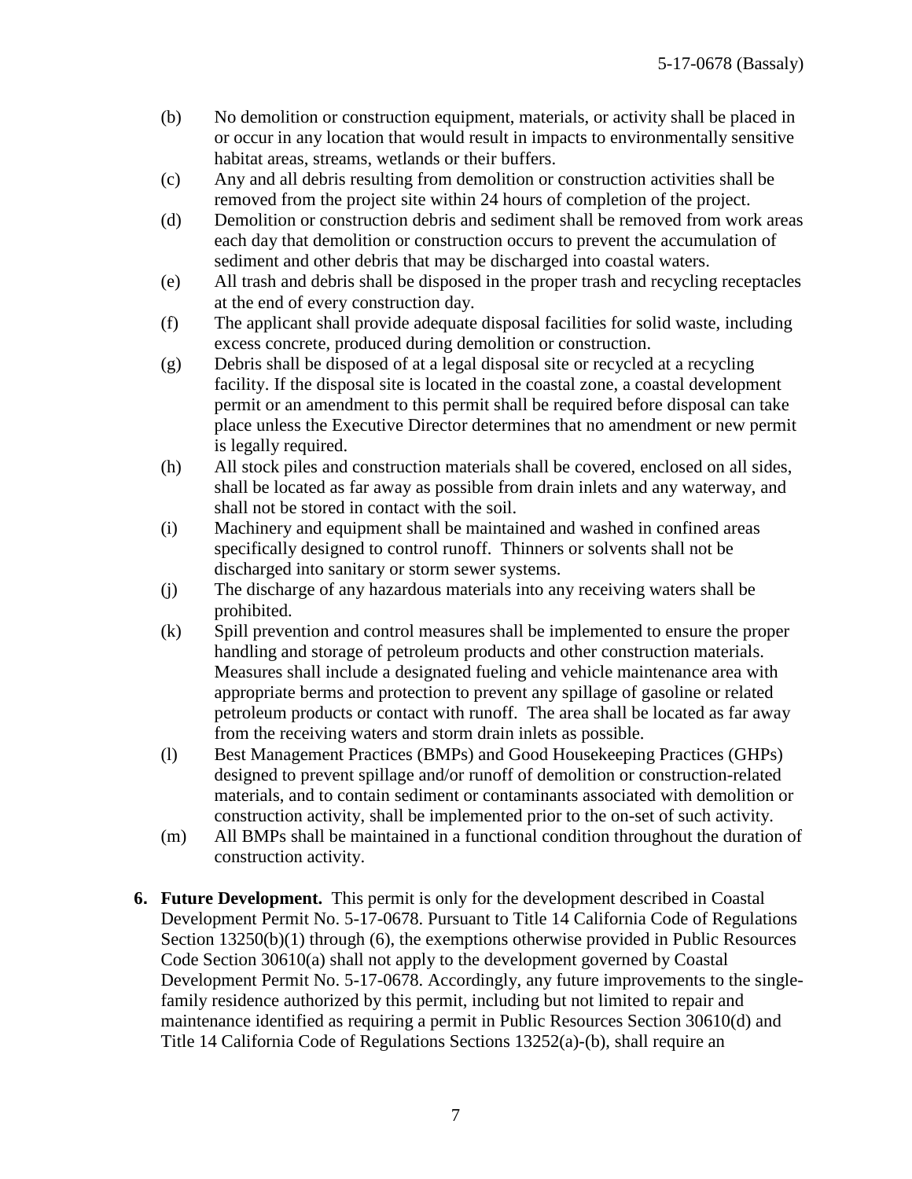(b) No demolition or construction equipment, materials, or activity shall be placed in or occur in any location that would result in impacts to environmentally sensitive habitat areas, streams, wetlands or their buffers.

(c) Any and all debris resulting from demolition or construction activities shall be removed from the project site within 24 hours of completion of the project.

(d) Demolition or construction debris and sediment shall be removed from work areas each day that demolition or construction occurs to prevent the accumulation of sediment and other debris that may be discharged into coastal waters.

(e) All trash and debris shall be disposed in the proper trash and recycling receptacles at the end of every construction day.

(f) The applicant shall provide adequate disposal facilities for solid waste, including excess concrete, produced during demolition or construction.

(g) Debris shall be disposed of at a legal disposal site or recycled at a recycling facility. If the disposal site is located in the coastal zone, a coastal development permit or an amendment to this permit shall be required before disposal can take place unless the Executive Director determines that no amendment or new permit is legally required.

(h) All stock piles and construction materials shall be covered, enclosed on all sides, shall be located as far away as possible from drain inlets and any waterway, and shall not be stored in contact with the soil.

(i) Machinery and equipment shall be maintained and washed in confined areas specifically designed to control runoff. Thinners or solvents shall not be discharged into sanitary or storm sewer systems.

(j) The discharge of any hazardous materials into any receiving waters shall be prohibited.

(k) Spill prevention and control measures shall be implemented to ensure the proper handling and storage of petroleum products and other construction materials. Measures shall include a designated fueling and vehicle maintenance area with appropriate berms and protection to prevent any spillage of gasoline or related petroleum products or contact with runoff. The area shall be located as far away from the receiving waters and storm drain inlets as possible.

(l) Best Management Practices (BMPs) and Good Housekeeping Practices (GHPs) designed to prevent spillage and/or runoff of demolition or construction-related materials, and to contain sediment or contaminants associated with demolition or construction activity, shall be implemented prior to the on-set of such activity.

(m) All BMPs shall be maintained in a functional condition throughout the duration of construction activity.

6. **Future Development.** This permit is only for the development described in Coastal Development Permit No. 5-17-0678. Pursuant to Title 14 California Code of Regulations Section 13250(b)(1) through (6), the exemptions otherwise provided in Public Resources Code Section 30610(a) shall not apply to the development governed by Coastal Development Permit No. 5-17-0678. Accordingly, any future improvements to the single-family residence authorized by this permit, including but not limited to repair and maintenance identified as requiring a permit in Public Resources Section 30610(d) and Title 14 California Code of Regulations Sections 13252(a)-(b), shall require an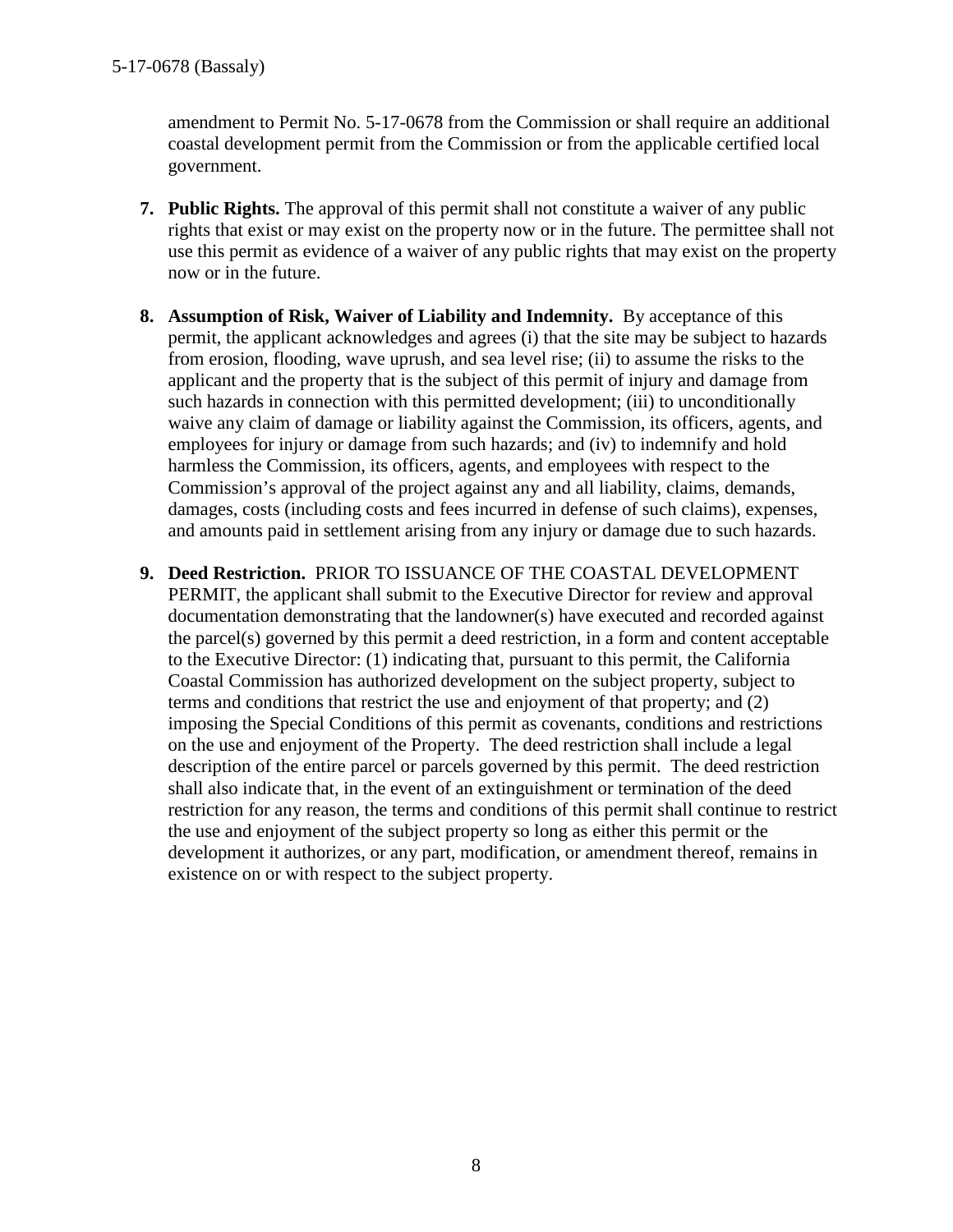amendment to Permit No. 5-17-0678 from the Commission or shall require an additional coastal development permit from the Commission or from the applicable certified local government.

7. **Public Rights.** The approval of this permit shall not constitute a waiver of any public rights that exist or may exist on the property now or in the future. The permittee shall not use this permit as evidence of a waiver of any public rights that may exist on the property now or in the future.

8. **Assumption of Risk, Waiver of Liability and Indemnity.** By acceptance of this permit, the applicant acknowledges and agrees (i) that the site may be subject to hazards from erosion, flooding, wave uprush, and sea level rise; (ii) to assume the risks to the applicant and the property that is the subject of this permit of injury and damage from such hazards in connection with this permitted development; (iii) to unconditionally waive any claim of damage or liability against the Commission, its officers, agents, and employees for injury or damage from such hazards; and (iv) to indemnify and hold harmless the Commission, its officers, agents, and employees with respect to the Commission's approval of the project against any and all liability, claims, demands, damages, costs (including costs and fees incurred in defense of such claims), expenses, and amounts paid in settlement arising from any injury or damage due to such hazards.

9. **Deed Restriction.** PRIOR TO ISSUANCE OF THE COASTAL DEVELOPMENT PERMIT, the applicant shall submit to the Executive Director for review and approval documentation demonstrating that the landowner(s) have executed and recorded against the parcel(s) governed by this permit a deed restriction, in a form and content acceptable to the Executive Director: (1) indicating that, pursuant to this permit, the California Coastal Commission has authorized development on the subject property, subject to terms and conditions that restrict the use and enjoyment of that property; and (2) imposing the Special Conditions of this permit as covenants, conditions and restrictions on the use and enjoyment of the Property. The deed restriction shall include a legal description of the entire parcel or parcels governed by this permit. The deed restriction shall also indicate that, in the event of an extinguishment or termination of the deed restriction for any reason, the terms and conditions of this permit shall continue to restrict the use and enjoyment of the subject property so long as either this permit or the development it authorizes, or any part, modification, or amendment thereof, remains in existence on or with respect to the subject property.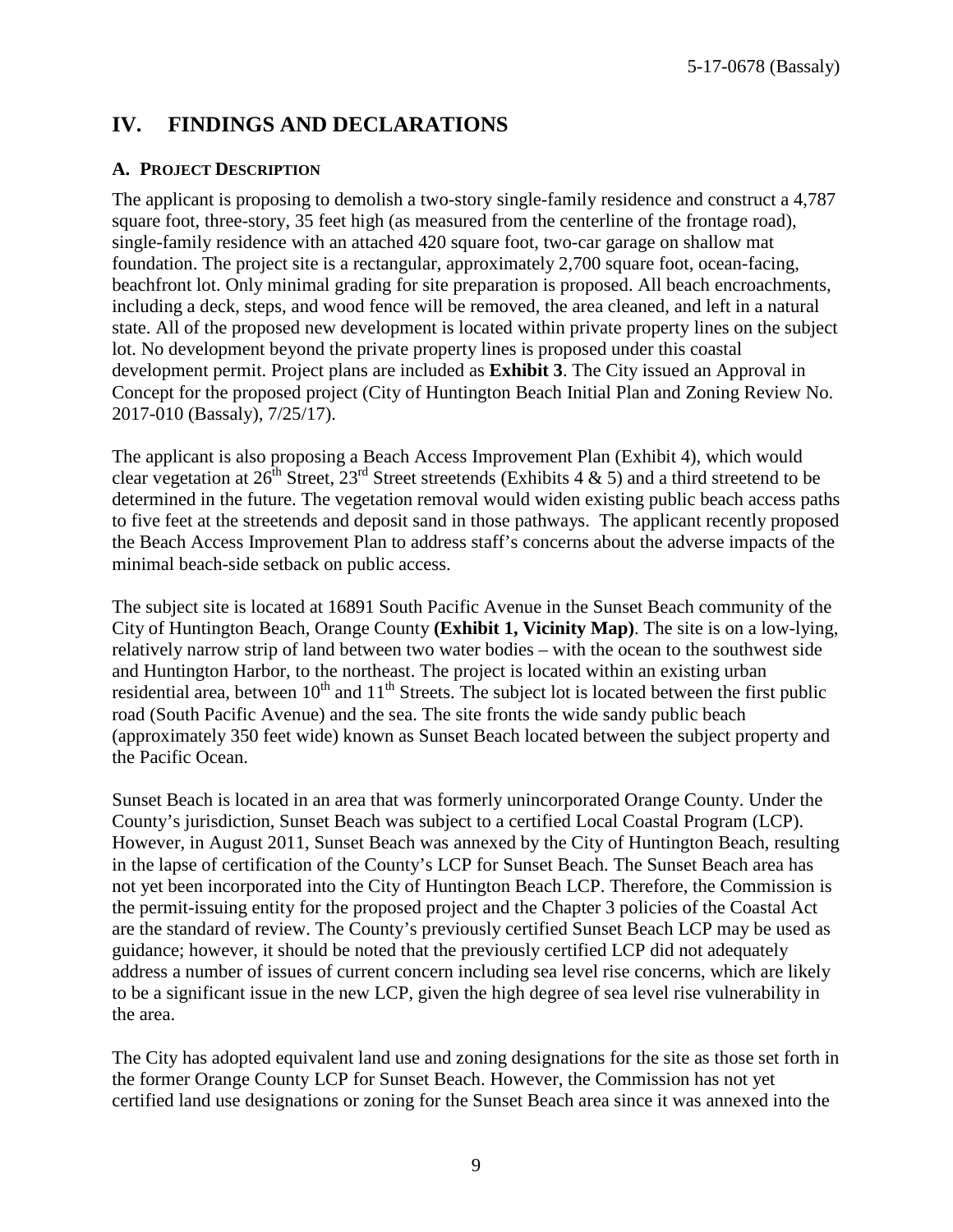# IV. FINDINGS AND DECLARATIONS

## A. PROJECT DESCRIPTION

The applicant is proposing to demolish a two-story single-family residence and construct a 4,787 square foot, three-story, 35 feet high (as measured from the centerline of the frontage road), single-family residence with an attached 420 square foot, two-car garage on shallow mat foundation. The project site is a rectangular, approximately 2,700 square foot, ocean-facing, beachfront lot. Only minimal grading for site preparation is proposed. All beach encroachments, including a deck, steps, and wood fence will be removed, the area cleaned, and left in a natural state. All of the proposed new development is located within private property lines on the subject lot. No development beyond the private property lines is proposed under this coastal development permit. Project plans are included as **Exhibit 3**. The City issued an Approval in Concept for the proposed project (City of Huntington Beach Initial Plan and Zoning Review No. 2017-010 (Bassaly), 7/25/17).

The applicant is also proposing a Beach Access Improvement Plan (Exhibit 4), which would clear vegetation at 26th Street, 23rd Street streetends (Exhibits 4 & 5) and a third streetend to be determined in the future. The vegetation removal would widen existing public beach access paths to five feet at the streetends and deposit sand in those pathways. The applicant recently proposed the Beach Access Improvement Plan to address staff's concerns about the adverse impacts of the minimal beach-side setback on public access.

The subject site is located at 16891 South Pacific Avenue in the Sunset Beach community of the City of Huntington Beach, Orange County **(Exhibit 1, Vicinity Map)**. The site is on a low-lying, relatively narrow strip of land between two water bodies – with the ocean to the southwest side and Huntington Harbor, to the northeast. The project is located within an existing urban residential area, between 10th and 11th Streets. The subject lot is located between the first public road (South Pacific Avenue) and the sea. The site fronts the wide sandy public beach (approximately 350 feet wide) known as Sunset Beach located between the subject property and the Pacific Ocean.

Sunset Beach is located in an area that was formerly unincorporated Orange County. Under the County's jurisdiction, Sunset Beach was subject to a certified Local Coastal Program (LCP). However, in August 2011, Sunset Beach was annexed by the City of Huntington Beach, resulting in the lapse of certification of the County's LCP for Sunset Beach. The Sunset Beach area has not yet been incorporated into the City of Huntington Beach LCP. Therefore, the Commission is the permit-issuing entity for the proposed project and the Chapter 3 policies of the Coastal Act are the standard of review. The County's previously certified Sunset Beach LCP may be used as guidance; however, it should be noted that the previously certified LCP did not adequately address a number of issues of current concern including sea level rise concerns, which are likely to be a significant issue in the new LCP, given the high degree of sea level rise vulnerability in the area.

The City has adopted equivalent land use and zoning designations for the site as those set forth in the former Orange County LCP for Sunset Beach. However, the Commission has not yet certified land use designations or zoning for the Sunset Beach area since it was annexed into the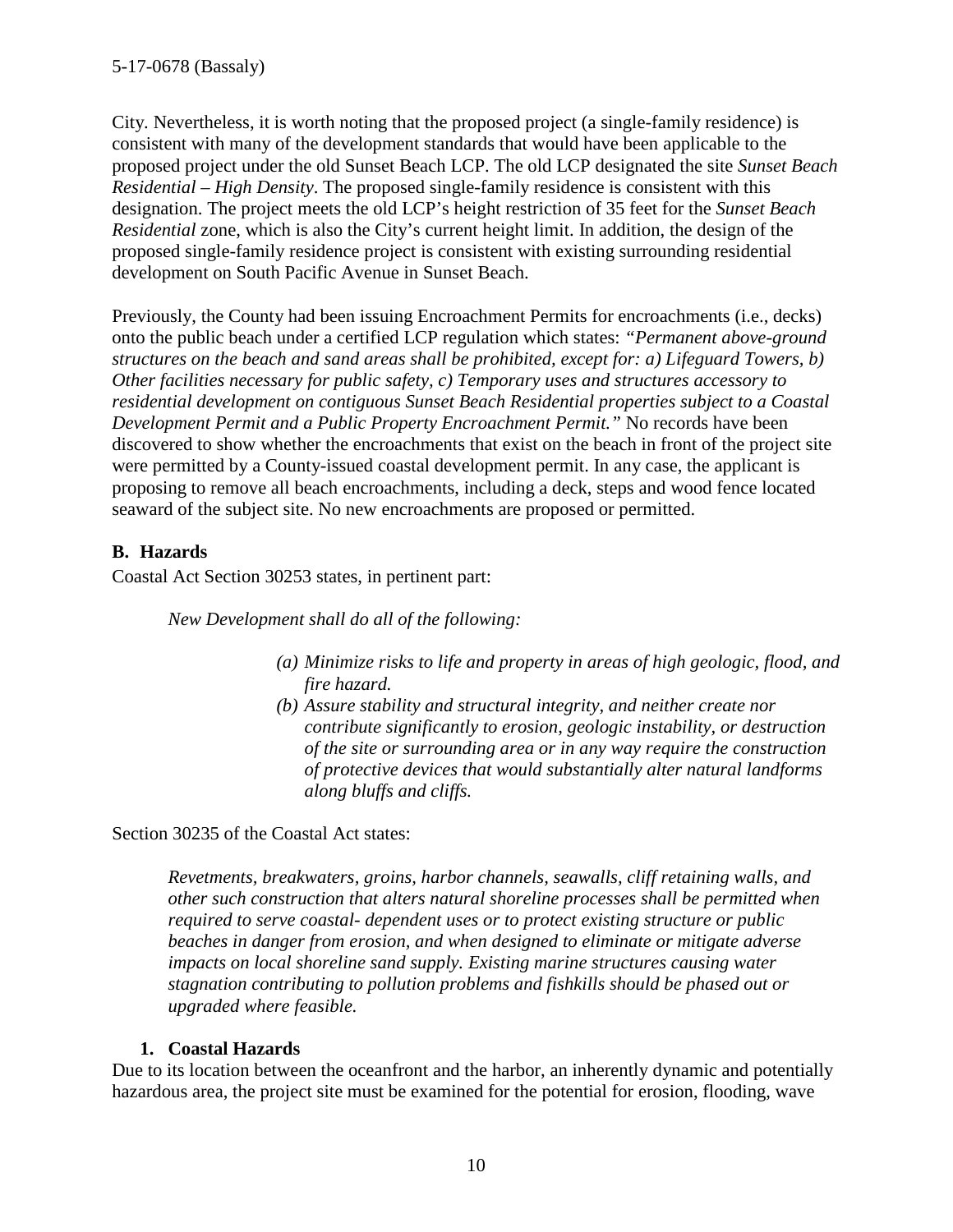City. Nevertheless, it is worth noting that the proposed project (a single-family residence) is consistent with many of the development standards that would have been applicable to the proposed project under the old Sunset Beach LCP. The old LCP designated the site *Sunset Beach Residential – High Density*. The proposed single-family residence is consistent with this designation. The project meets the old LCP's height restriction of 35 feet for the *Sunset Beach Residential* zone, which is also the City's current height limit. In addition, the design of the proposed single-family residence project is consistent with existing surrounding residential development on South Pacific Avenue in Sunset Beach.

Previously, the County had been issuing Encroachment Permits for encroachments (i.e., decks) onto the public beach under a certified LCP regulation which states: *"Permanent above-ground structures on the beach and sand areas shall be prohibited, except for: a) Lifeguard Towers, b) Other facilities necessary for public safety, c) Temporary uses and structures accessory to residential development on contiguous Sunset Beach Residential properties subject to a Coastal Development Permit and a Public Property Encroachment Permit."* No records have been discovered to show whether the encroachments that exist on the beach in front of the project site were permitted by a County-issued coastal development permit. In any case, the applicant is proposing to remove all beach encroachments, including a deck, steps and wood fence located seaward of the subject site. No new encroachments are proposed or permitted.

## B. Hazards

Coastal Act Section 30253 states, in pertinent part:

> *New Development shall do all of the following:*
>
> *(a) Minimize risks to life and property in areas of high geologic, flood, and fire hazard.*
>
> *(b) Assure stability and structural integrity, and neither create nor contribute significantly to erosion, geologic instability, or destruction of the site or surrounding area or in any way require the construction of protective devices that would substantially alter natural landforms along bluffs and cliffs.*

Section 30235 of the Coastal Act states:

> *Revetments, breakwaters, groins, harbor channels, seawalls, cliff retaining walls, and other such construction that alters natural shoreline processes shall be permitted when required to serve coastal- dependent uses or to protect existing structure or public beaches in danger from erosion, and when designed to eliminate or mitigate adverse impacts on local shoreline sand supply. Existing marine structures causing water stagnation contributing to pollution problems and fishkills should be phased out or upgraded where feasible.*

### 1. Coastal Hazards

Due to its location between the oceanfront and the harbor, an inherently dynamic and potentially hazardous area, the project site must be examined for the potential for erosion, flooding, wave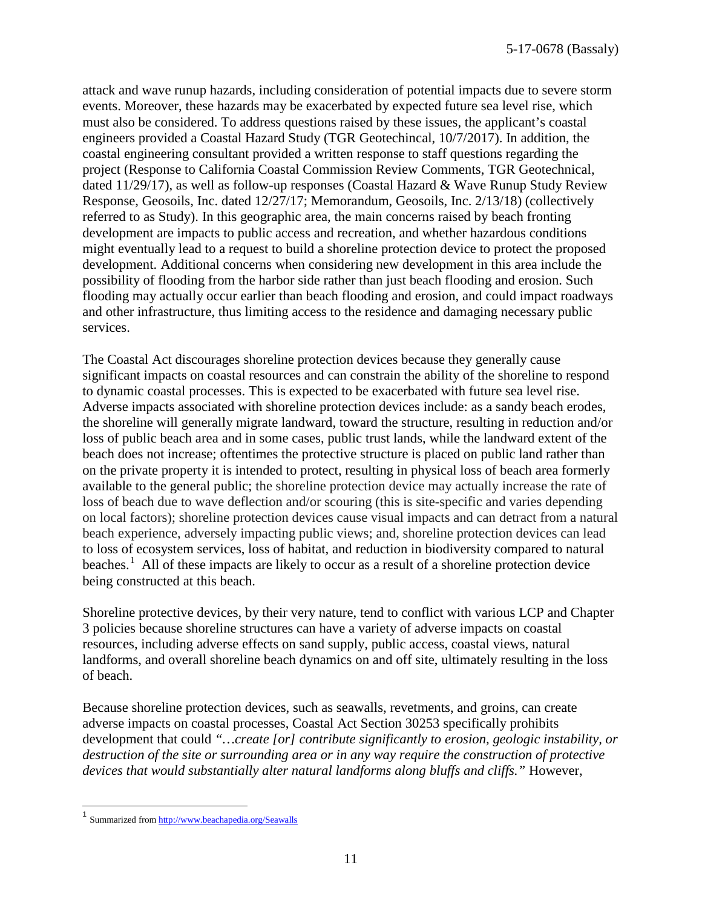attack and wave runup hazards, including consideration of potential impacts due to severe storm events. Moreover, these hazards may be exacerbated by expected future sea level rise, which must also be considered. To address questions raised by these issues, the applicant's coastal engineers provided a Coastal Hazard Study (TGR Geotechincal, 10/7/2017). In addition, the coastal engineering consultant provided a written response to staff questions regarding the project (Response to California Coastal Commission Review Comments, TGR Geotechnical, dated 11/29/17), as well as follow-up responses (Coastal Hazard & Wave Runup Study Review Response, Geosoils, Inc. dated 12/27/17; Memorandum, Geosoils, Inc. 2/13/18) (collectively referred to as Study). In this geographic area, the main concerns raised by beach fronting development are impacts to public access and recreation, and whether hazardous conditions might eventually lead to a request to build a shoreline protection device to protect the proposed development. Additional concerns when considering new development in this area include the possibility of flooding from the harbor side rather than just beach flooding and erosion. Such flooding may actually occur earlier than beach flooding and erosion, and could impact roadways and other infrastructure, thus limiting access to the residence and damaging necessary public services.

The Coastal Act discourages shoreline protection devices because they generally cause significant impacts on coastal resources and can constrain the ability of the shoreline to respond to dynamic coastal processes. This is expected to be exacerbated with future sea level rise. Adverse impacts associated with shoreline protection devices include: as a sandy beach erodes, the shoreline will generally migrate landward, toward the structure, resulting in reduction and/or loss of public beach area and in some cases, public trust lands, while the landward extent of the beach does not increase; oftentimes the protective structure is placed on public land rather than on the private property it is intended to protect, resulting in physical loss of beach area formerly available to the general public; the shoreline protection device may actually increase the rate of loss of beach due to wave deflection and/or scouring (this is site-specific and varies depending on local factors); shoreline protection devices cause visual impacts and can detract from a natural beach experience, adversely impacting public views; and, shoreline protection devices can lead to loss of ecosystem services, loss of habitat, and reduction in biodiversity compared to natural beaches.[1] All of these impacts are likely to occur as a result of a shoreline protection device being constructed at this beach.

Shoreline protective devices, by their very nature, tend to conflict with various LCP and Chapter 3 policies because shoreline structures can have a variety of adverse impacts on coastal resources, including adverse effects on sand supply, public access, coastal views, natural landforms, and overall shoreline beach dynamics on and off site, ultimately resulting in the loss of beach.

Because shoreline protection devices, such as seawalls, revetments, and groins, can create adverse impacts on coastal processes, Coastal Act Section 30253 specifically prohibits development that could *"…create [or] contribute significantly to erosion, geologic instability, or destruction of the site or surrounding area or in any way require the construction of protective devices that would substantially alter natural landforms along bluffs and cliffs."* However,

---

[1] Summarized from http://www.beachapedia.org/Seawalls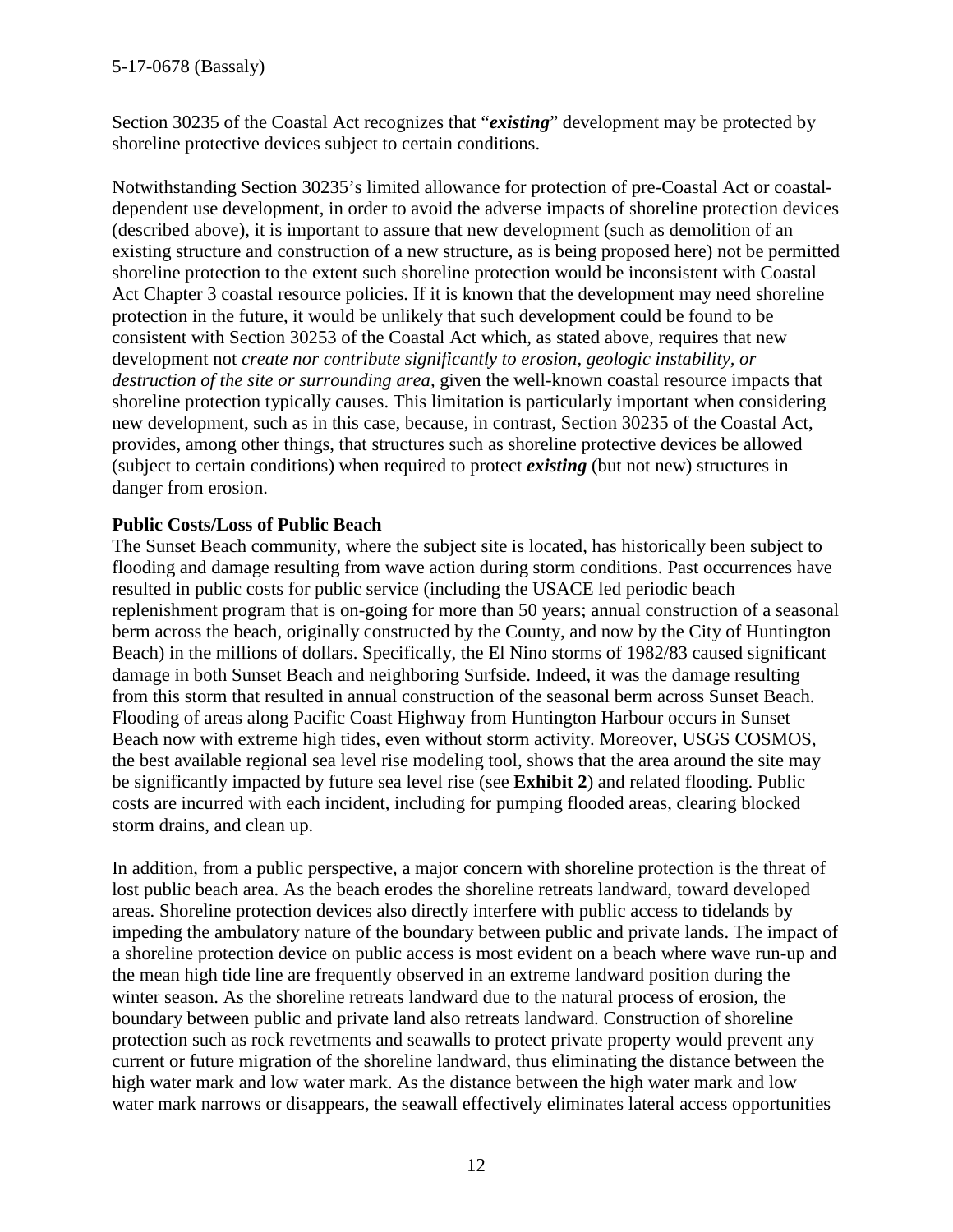Section 30235 of the Coastal Act recognizes that "***existing***" development may be protected by shoreline protective devices subject to certain conditions.

Notwithstanding Section 30235's limited allowance for protection of pre-Coastal Act or coastal-dependent use development, in order to avoid the adverse impacts of shoreline protection devices (described above), it is important to assure that new development (such as demolition of an existing structure and construction of a new structure, as is being proposed here) not be permitted shoreline protection to the extent such shoreline protection would be inconsistent with Coastal Act Chapter 3 coastal resource policies. If it is known that the development may need shoreline protection in the future, it would be unlikely that such development could be found to be consistent with Section 30253 of the Coastal Act which, as stated above, requires that new development not *create nor contribute significantly to erosion, geologic instability, or destruction of the site or surrounding area*, given the well-known coastal resource impacts that shoreline protection typically causes. This limitation is particularly important when considering new development, such as in this case, because, in contrast, Section 30235 of the Coastal Act, provides, among other things, that structures such as shoreline protective devices be allowed (subject to certain conditions) when required to protect ***existing*** (but not new) structures in danger from erosion.

**Public Costs/Loss of Public Beach**

The Sunset Beach community, where the subject site is located, has historically been subject to flooding and damage resulting from wave action during storm conditions. Past occurrences have resulted in public costs for public service (including the USACE led periodic beach replenishment program that is on-going for more than 50 years; annual construction of a seasonal berm across the beach, originally constructed by the County, and now by the City of Huntington Beach) in the millions of dollars. Specifically, the El Nino storms of 1982/83 caused significant damage in both Sunset Beach and neighboring Surfside. Indeed, it was the damage resulting from this storm that resulted in annual construction of the seasonal berm across Sunset Beach. Flooding of areas along Pacific Coast Highway from Huntington Harbour occurs in Sunset Beach now with extreme high tides, even without storm activity. Moreover, USGS COSMOS, the best available regional sea level rise modeling tool, shows that the area around the site may be significantly impacted by future sea level rise (see **Exhibit 2**) and related flooding. Public costs are incurred with each incident, including for pumping flooded areas, clearing blocked storm drains, and clean up.

In addition, from a public perspective, a major concern with shoreline protection is the threat of lost public beach area. As the beach erodes the shoreline retreats landward, toward developed areas. Shoreline protection devices also directly interfere with public access to tidelands by impeding the ambulatory nature of the boundary between public and private lands. The impact of a shoreline protection device on public access is most evident on a beach where wave run-up and the mean high tide line are frequently observed in an extreme landward position during the winter season. As the shoreline retreats landward due to the natural process of erosion, the boundary between public and private land also retreats landward. Construction of shoreline protection such as rock revetments and seawalls to protect private property would prevent any current or future migration of the shoreline landward, thus eliminating the distance between the high water mark and low water mark. As the distance between the high water mark and low water mark narrows or disappears, the seawall effectively eliminates lateral access opportunities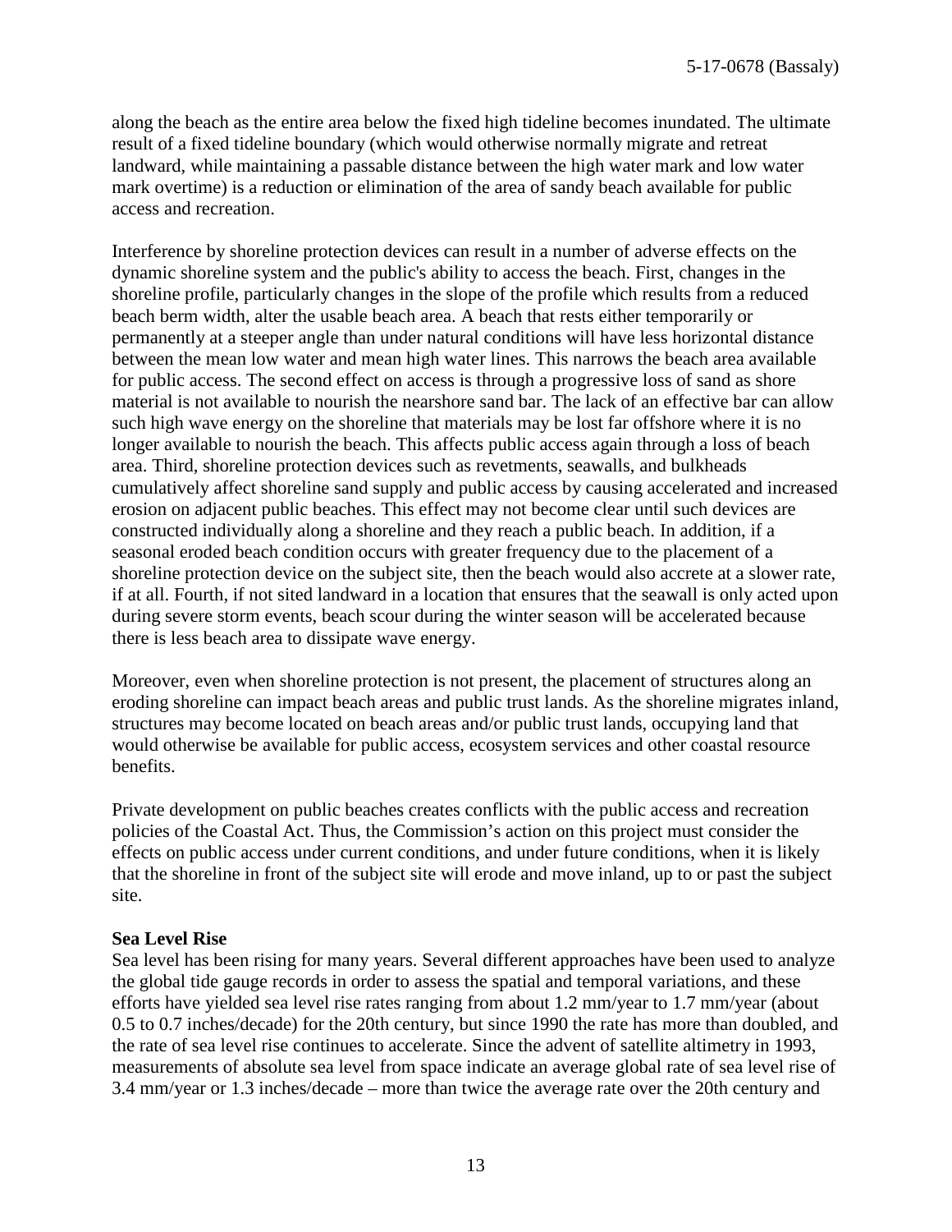along the beach as the entire area below the fixed high tideline becomes inundated. The ultimate result of a fixed tideline boundary (which would otherwise normally migrate and retreat landward, while maintaining a passable distance between the high water mark and low water mark overtime) is a reduction or elimination of the area of sandy beach available for public access and recreation.

Interference by shoreline protection devices can result in a number of adverse effects on the dynamic shoreline system and the public's ability to access the beach. First, changes in the shoreline profile, particularly changes in the slope of the profile which results from a reduced beach berm width, alter the usable beach area. A beach that rests either temporarily or permanently at a steeper angle than under natural conditions will have less horizontal distance between the mean low water and mean high water lines. This narrows the beach area available for public access. The second effect on access is through a progressive loss of sand as shore material is not available to nourish the nearshore sand bar. The lack of an effective bar can allow such high wave energy on the shoreline that materials may be lost far offshore where it is no longer available to nourish the beach. This affects public access again through a loss of beach area. Third, shoreline protection devices such as revetments, seawalls, and bulkheads cumulatively affect shoreline sand supply and public access by causing accelerated and increased erosion on adjacent public beaches. This effect may not become clear until such devices are constructed individually along a shoreline and they reach a public beach. In addition, if a seasonal eroded beach condition occurs with greater frequency due to the placement of a shoreline protection device on the subject site, then the beach would also accrete at a slower rate, if at all. Fourth, if not sited landward in a location that ensures that the seawall is only acted upon during severe storm events, beach scour during the winter season will be accelerated because there is less beach area to dissipate wave energy.

Moreover, even when shoreline protection is not present, the placement of structures along an eroding shoreline can impact beach areas and public trust lands. As the shoreline migrates inland, structures may become located on beach areas and/or public trust lands, occupying land that would otherwise be available for public access, ecosystem services and other coastal resource benefits.

Private development on public beaches creates conflicts with the public access and recreation policies of the Coastal Act. Thus, the Commission's action on this project must consider the effects on public access under current conditions, and under future conditions, when it is likely that the shoreline in front of the subject site will erode and move inland, up to or past the subject site.

**Sea Level Rise**

Sea level has been rising for many years. Several different approaches have been used to analyze the global tide gauge records in order to assess the spatial and temporal variations, and these efforts have yielded sea level rise rates ranging from about 1.2 mm/year to 1.7 mm/year (about 0.5 to 0.7 inches/decade) for the 20th century, but since 1990 the rate has more than doubled, and the rate of sea level rise continues to accelerate. Since the advent of satellite altimetry in 1993, measurements of absolute sea level from space indicate an average global rate of sea level rise of 3.4 mm/year or 1.3 inches/decade – more than twice the average rate over the 20th century and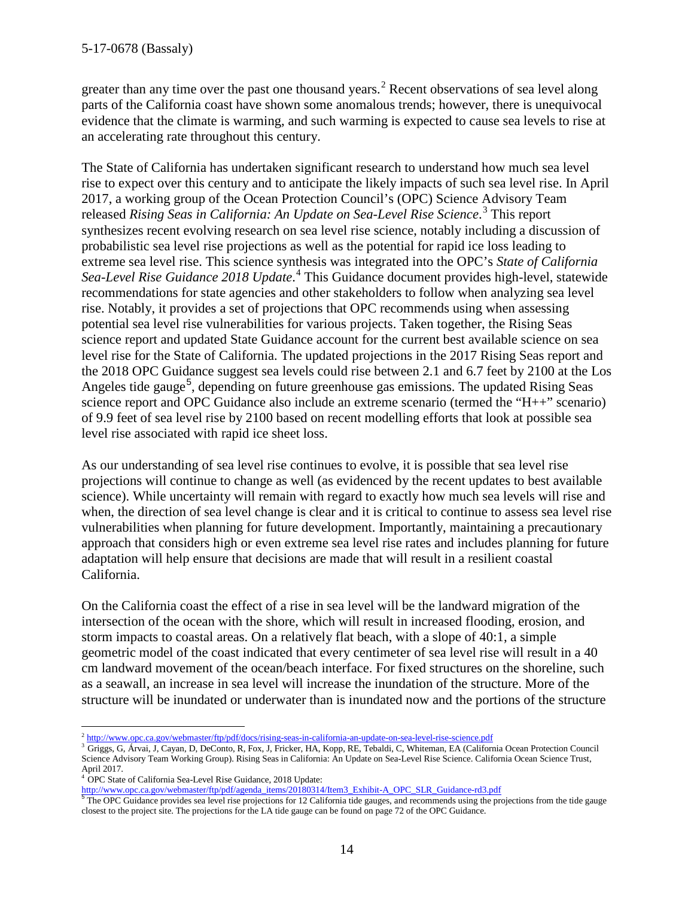greater than any time over the past one thousand years.[2] Recent observations of sea level along parts of the California coast have shown some anomalous trends; however, there is unequivocal evidence that the climate is warming, and such warming is expected to cause sea levels to rise at an accelerating rate throughout this century.

The State of California has undertaken significant research to understand how much sea level rise to expect over this century and to anticipate the likely impacts of such sea level rise. In April 2017, a working group of the Ocean Protection Council's (OPC) Science Advisory Team released *Rising Seas in California: An Update on Sea-Level Rise Science*.[3] This report synthesizes recent evolving research on sea level rise science, notably including a discussion of probabilistic sea level rise projections as well as the potential for rapid ice loss leading to extreme sea level rise. This science synthesis was integrated into the OPC's *State of California Sea-Level Rise Guidance 2018 Update*.[4] This Guidance document provides high-level, statewide recommendations for state agencies and other stakeholders to follow when analyzing sea level rise. Notably, it provides a set of projections that OPC recommends using when assessing potential sea level rise vulnerabilities for various projects. Taken together, the Rising Seas science report and updated State Guidance account for the current best available science on sea level rise for the State of California. The updated projections in the 2017 Rising Seas report and the 2018 OPC Guidance suggest sea levels could rise between 2.1 and 6.7 feet by 2100 at the Los Angeles tide gauge[5], depending on future greenhouse gas emissions. The updated Rising Seas science report and OPC Guidance also include an extreme scenario (termed the "H++" scenario) of 9.9 feet of sea level rise by 2100 based on recent modelling efforts that look at possible sea level rise associated with rapid ice sheet loss.

As our understanding of sea level rise continues to evolve, it is possible that sea level rise projections will continue to change as well (as evidenced by the recent updates to best available science). While uncertainty will remain with regard to exactly how much sea levels will rise and when, the direction of sea level change is clear and it is critical to continue to assess sea level rise vulnerabilities when planning for future development. Importantly, maintaining a precautionary approach that considers high or even extreme sea level rise rates and includes planning for future adaptation will help ensure that decisions are made that will result in a resilient coastal California.

On the California coast the effect of a rise in sea level will be the landward migration of the intersection of the ocean with the shore, which will result in increased flooding, erosion, and storm impacts to coastal areas. On a relatively flat beach, with a slope of 40:1, a simple geometric model of the coast indicated that every centimeter of sea level rise will result in a 40 cm landward movement of the ocean/beach interface. For fixed structures on the shoreline, such as a seawall, an increase in sea level will increase the inundation of the structure. More of the structure will be inundated or underwater than is inundated now and the portions of the structure

---

[2] http://www.opc.ca.gov/webmaster/ftp/pdf/docs/rising-seas-in-california-an-update-on-sea-level-rise-science.pdf

[3] Griggs, G, Árvai, J, Cayan, D, DeConto, R, Fox, J, Fricker, HA, Kopp, RE, Tebaldi, C, Whiteman, EA (California Ocean Protection Council Science Advisory Team Working Group). Rising Seas in California: An Update on Sea-Level Rise Science. California Ocean Science Trust, April 2017.

[4] OPC State of California Sea-Level Rise Guidance, 2018 Update: http://www.opc.ca.gov/webmaster/ftp/pdf/agenda_items/20180314/Item3_Exhibit-A_OPC_SLR_Guidance-rd3.pdf

[5] The OPC Guidance provides sea level rise projections for 12 California tide gauges, and recommends using the projections from the tide gauge closest to the project site. The projections for the LA tide gauge can be found on page 72 of the OPC Guidance.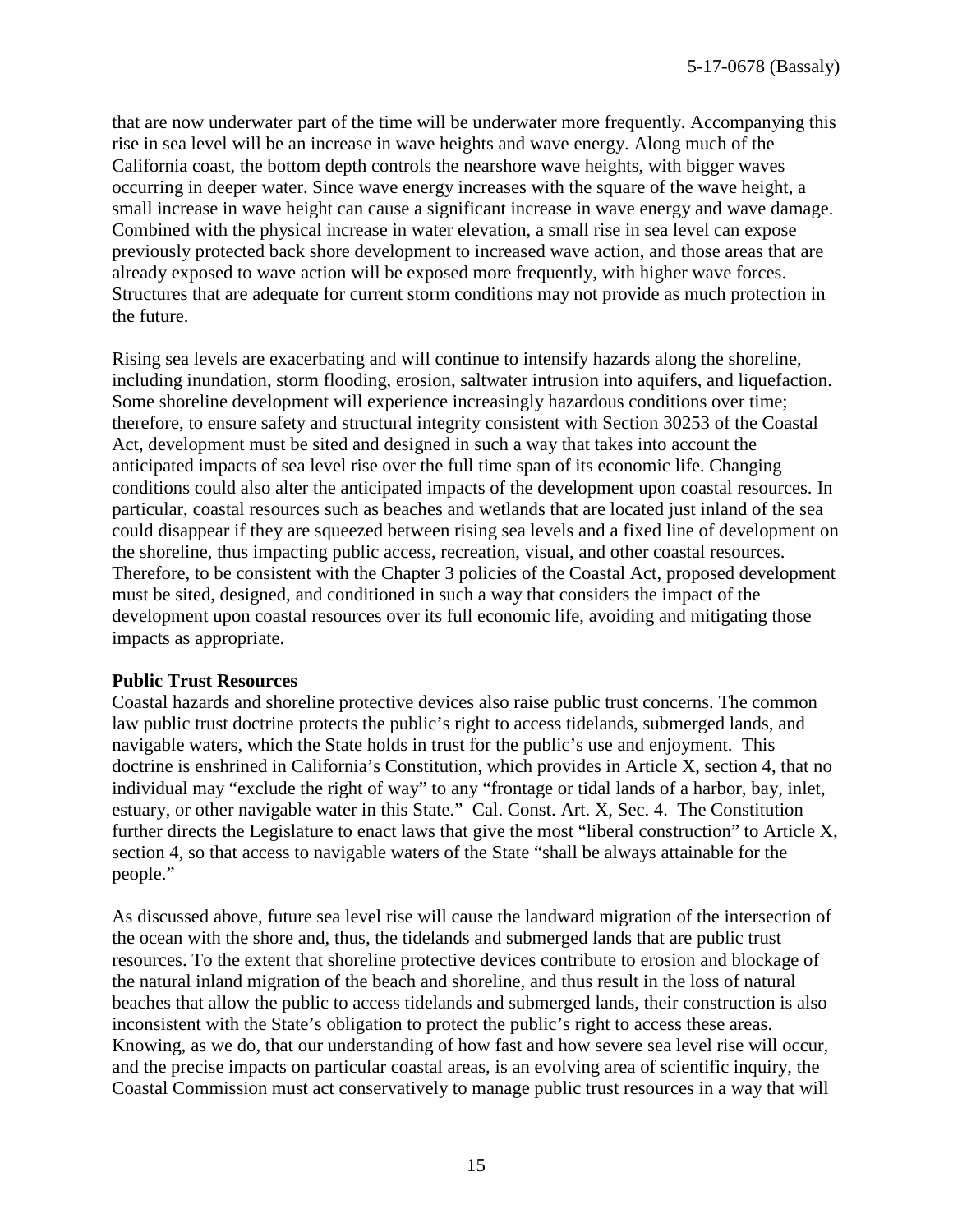that are now underwater part of the time will be underwater more frequently. Accompanying this rise in sea level will be an increase in wave heights and wave energy. Along much of the California coast, the bottom depth controls the nearshore wave heights, with bigger waves occurring in deeper water. Since wave energy increases with the square of the wave height, a small increase in wave height can cause a significant increase in wave energy and wave damage. Combined with the physical increase in water elevation, a small rise in sea level can expose previously protected back shore development to increased wave action, and those areas that are already exposed to wave action will be exposed more frequently, with higher wave forces. Structures that are adequate for current storm conditions may not provide as much protection in the future.

Rising sea levels are exacerbating and will continue to intensify hazards along the shoreline, including inundation, storm flooding, erosion, saltwater intrusion into aquifers, and liquefaction. Some shoreline development will experience increasingly hazardous conditions over time; therefore, to ensure safety and structural integrity consistent with Section 30253 of the Coastal Act, development must be sited and designed in such a way that takes into account the anticipated impacts of sea level rise over the full time span of its economic life. Changing conditions could also alter the anticipated impacts of the development upon coastal resources. In particular, coastal resources such as beaches and wetlands that are located just inland of the sea could disappear if they are squeezed between rising sea levels and a fixed line of development on the shoreline, thus impacting public access, recreation, visual, and other coastal resources. Therefore, to be consistent with the Chapter 3 policies of the Coastal Act, proposed development must be sited, designed, and conditioned in such a way that considers the impact of the development upon coastal resources over its full economic life, avoiding and mitigating those impacts as appropriate.

**Public Trust Resources**

Coastal hazards and shoreline protective devices also raise public trust concerns. The common law public trust doctrine protects the public's right to access tidelands, submerged lands, and navigable waters, which the State holds in trust for the public's use and enjoyment. This doctrine is enshrined in California's Constitution, which provides in Article X, section 4, that no individual may "exclude the right of way" to any "frontage or tidal lands of a harbor, bay, inlet, estuary, or other navigable water in this State." Cal. Const. Art. X, Sec. 4. The Constitution further directs the Legislature to enact laws that give the most "liberal construction" to Article X, section 4, so that access to navigable waters of the State "shall be always attainable for the people."

As discussed above, future sea level rise will cause the landward migration of the intersection of the ocean with the shore and, thus, the tidelands and submerged lands that are public trust resources. To the extent that shoreline protective devices contribute to erosion and blockage of the natural inland migration of the beach and shoreline, and thus result in the loss of natural beaches that allow the public to access tidelands and submerged lands, their construction is also inconsistent with the State's obligation to protect the public's right to access these areas. Knowing, as we do, that our understanding of how fast and how severe sea level rise will occur, and the precise impacts on particular coastal areas, is an evolving area of scientific inquiry, the Coastal Commission must act conservatively to manage public trust resources in a way that will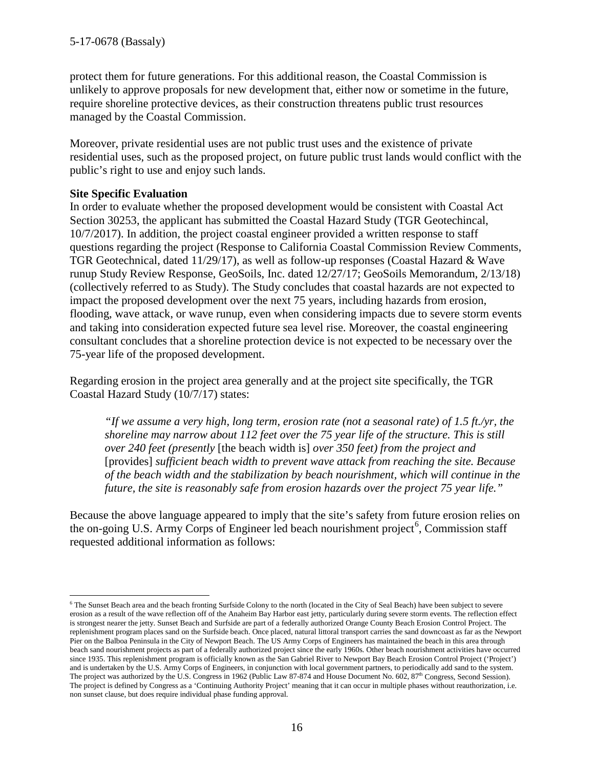protect them for future generations. For this additional reason, the Coastal Commission is unlikely to approve proposals for new development that, either now or sometime in the future, require shoreline protective devices, as their construction threatens public trust resources managed by the Coastal Commission.

Moreover, private residential uses are not public trust uses and the existence of private residential uses, such as the proposed project, on future public trust lands would conflict with the public's right to use and enjoy such lands.

**Site Specific Evaluation**

In order to evaluate whether the proposed development would be consistent with Coastal Act Section 30253, the applicant has submitted the Coastal Hazard Study (TGR Geotechincal, 10/7/2017). In addition, the project coastal engineer provided a written response to staff questions regarding the project (Response to California Coastal Commission Review Comments, TGR Geotechnical, dated 11/29/17), as well as follow-up responses (Coastal Hazard & Wave runup Study Review Response, GeoSoils, Inc. dated 12/27/17; GeoSoils Memorandum, 2/13/18) (collectively referred to as Study). The Study concludes that coastal hazards are not expected to impact the proposed development over the next 75 years, including hazards from erosion, flooding, wave attack, or wave runup, even when considering impacts due to severe storm events and taking into consideration expected future sea level rise. Moreover, the coastal engineering consultant concludes that a shoreline protection device is not expected to be necessary over the 75-year life of the proposed development.

Regarding erosion in the project area generally and at the project site specifically, the TGR Coastal Hazard Study (10/7/17) states:

> *"If we assume a very high, long term, erosion rate (not a seasonal rate) of 1.5 ft./yr, the shoreline may narrow about 112 feet over the 75 year life of the structure. This is still over 240 feet (presently* [the beach width is] *over 350 feet) from the project and* [provides] *sufficient beach width to prevent wave attack from reaching the site. Because of the beach width and the stabilization by beach nourishment, which will continue in the future, the site is reasonably safe from erosion hazards over the project 75 year life."*

Because the above language appeared to imply that the site's safety from future erosion relies on the on-going U.S. Army Corps of Engineer led beach nourishment project[6], Commission staff requested additional information as follows:

---

[6] The Sunset Beach area and the beach fronting Surfside Colony to the north (located in the City of Seal Beach) have been subject to severe erosion as a result of the wave reflection off of the Anaheim Bay Harbor east jetty, particularly during severe storm events. The reflection effect is strongest nearer the jetty. Sunset Beach and Surfside are part of a federally authorized Orange County Beach Erosion Control Project. The replenishment program places sand on the Surfside beach. Once placed, natural littoral transport carries the sand downcoast as far as the Newport Pier on the Balboa Peninsula in the City of Newport Beach. The US Army Corps of Engineers has maintained the beach in this area through beach sand nourishment projects as part of a federally authorized project since the early 1960s. Other beach nourishment activities have occurred since 1935. This replenishment program is officially known as the San Gabriel River to Newport Bay Beach Erosion Control Project ('Project') and is undertaken by the U.S. Army Corps of Engineers, in conjunction with local government partners, to periodically add sand to the system. The project was authorized by the U.S. Congress in 1962 (Public Law 87-874 and House Document No. 602, 87th Congress, Second Session). The project is defined by Congress as a 'Continuing Authority Project' meaning that it can occur in multiple phases without reauthorization, i.e. non sunset clause, but does require individual phase funding approval.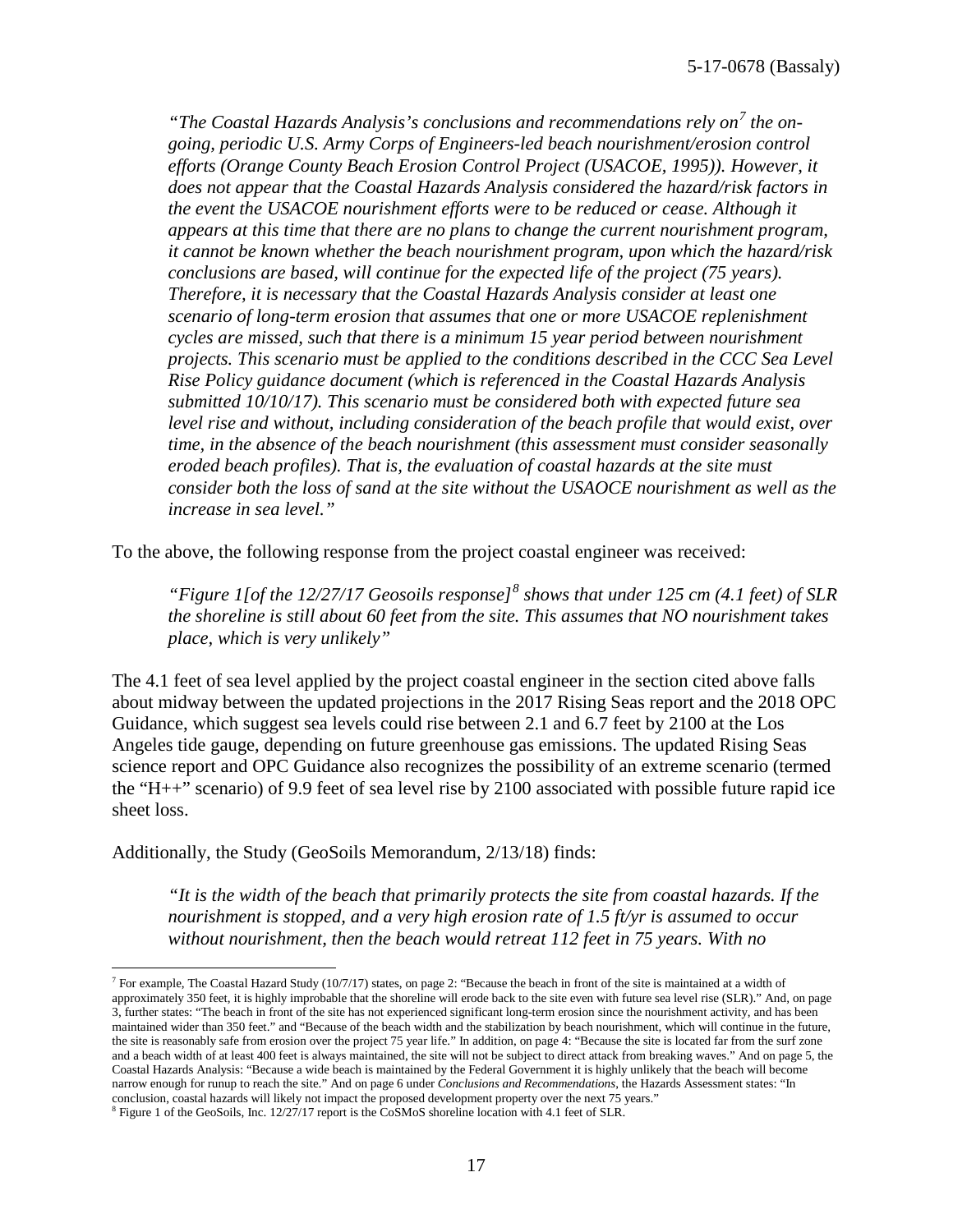*"The Coastal Hazards Analysis's conclusions and recommendations rely on[7] the on-going, periodic U.S. Army Corps of Engineers-led beach nourishment/erosion control efforts (Orange County Beach Erosion Control Project (USACOE, 1995)). However, it does not appear that the Coastal Hazards Analysis considered the hazard/risk factors in the event the USACOE nourishment efforts were to be reduced or cease. Although it appears at this time that there are no plans to change the current nourishment program, it cannot be known whether the beach nourishment program, upon which the hazard/risk conclusions are based, will continue for the expected life of the project (75 years). Therefore, it is necessary that the Coastal Hazards Analysis consider at least one scenario of long-term erosion that assumes that one or more USACOE replenishment cycles are missed, such that there is a minimum 15 year period between nourishment projects. This scenario must be applied to the conditions described in the CCC Sea Level Rise Policy guidance document (which is referenced in the Coastal Hazards Analysis submitted 10/10/17). This scenario must be considered both with expected future sea level rise and without, including consideration of the beach profile that would exist, over time, in the absence of the beach nourishment (this assessment must consider seasonally eroded beach profiles). That is, the evaluation of coastal hazards at the site must consider both the loss of sand at the site without the USAOCE nourishment as well as the increase in sea level."*

To the above, the following response from the project coastal engineer was received:

*"Figure 1[of the 12/27/17 Geosoils response][8] shows that under 125 cm (4.1 feet) of SLR the shoreline is still about 60 feet from the site. This assumes that NO nourishment takes place, which is very unlikely"*

The 4.1 feet of sea level applied by the project coastal engineer in the section cited above falls about midway between the updated projections in the 2017 Rising Seas report and the 2018 OPC Guidance, which suggest sea levels could rise between 2.1 and 6.7 feet by 2100 at the Los Angeles tide gauge, depending on future greenhouse gas emissions. The updated Rising Seas science report and OPC Guidance also recognizes the possibility of an extreme scenario (termed the "H++" scenario) of 9.9 feet of sea level rise by 2100 associated with possible future rapid ice sheet loss.

Additionally, the Study (GeoSoils Memorandum, 2/13/18) finds:

*"It is the width of the beach that primarily protects the site from coastal hazards. If the nourishment is stopped, and a very high erosion rate of 1.5 ft/yr is assumed to occur without nourishment, then the beach would retreat 112 feet in 75 years. With no*

---

[7] For example, The Coastal Hazard Study (10/7/17) states, on page 2: "Because the beach in front of the site is maintained at a width of approximately 350 feet, it is highly improbable that the shoreline will erode back to the site even with future sea level rise (SLR)." And, on page 3, further states: "The beach in front of the site has not experienced significant long-term erosion since the nourishment activity, and has been maintained wider than 350 feet." and "Because of the beach width and the stabilization by beach nourishment, which will continue in the future, the site is reasonably safe from erosion over the project 75 year life." In addition, on page 4: "Because the site is located far from the surf zone and a beach width of at least 400 feet is always maintained, the site will not be subject to direct attack from breaking waves." And on page 5, the Coastal Hazards Analysis: "Because a wide beach is maintained by the Federal Government it is highly unlikely that the beach will become narrow enough for runup to reach the site." And on page 6 under *Conclusions and Recommendations*, the Hazards Assessment states: "In conclusion, coastal hazards will likely not impact the proposed development property over the next 75 years."

[8] Figure 1 of the GeoSoils, Inc. 12/27/17 report is the CoSMoS shoreline location with 4.1 feet of SLR.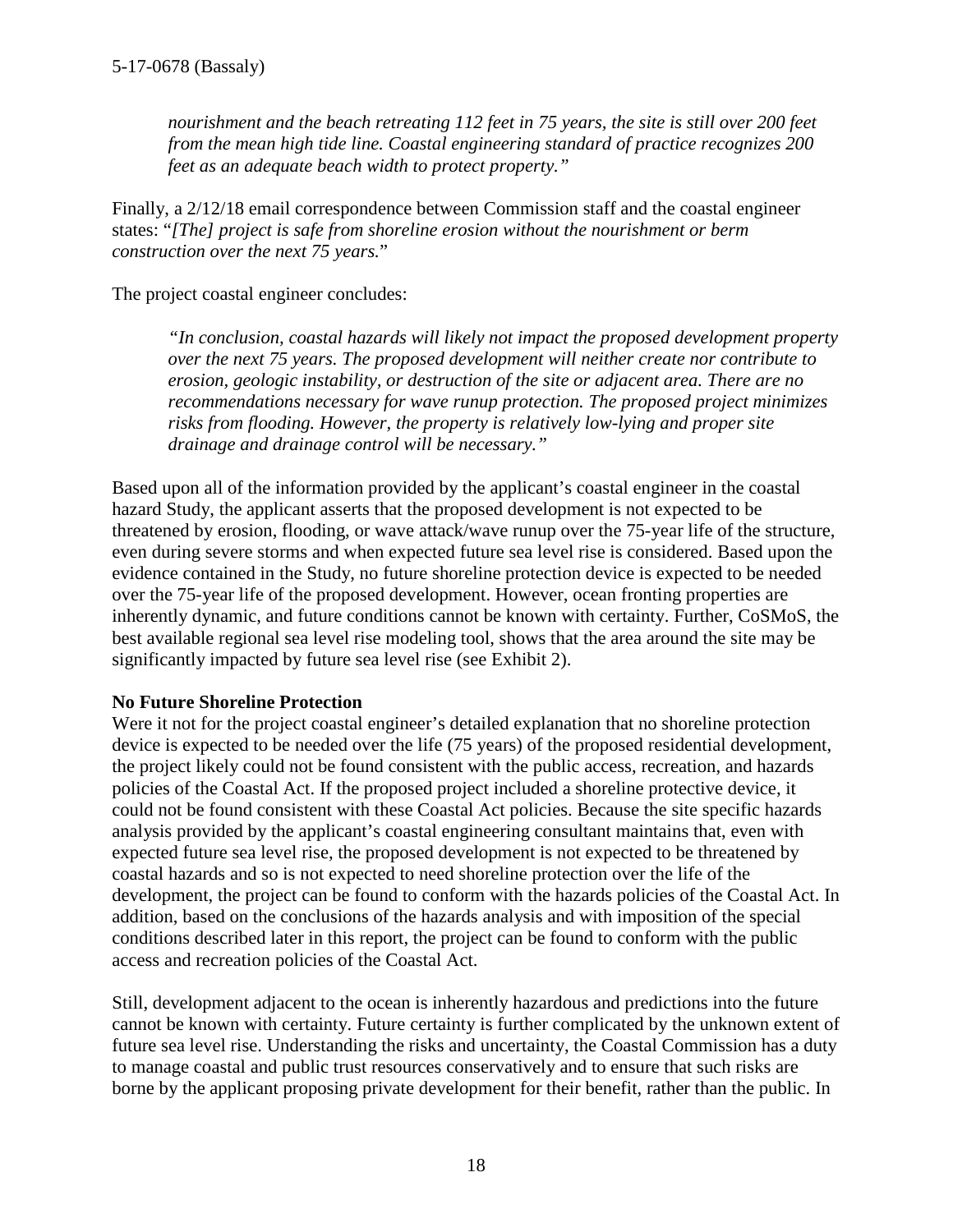*nourishment and the beach retreating 112 feet in 75 years, the site is still over 200 feet from the mean high tide line. Coastal engineering standard of practice recognizes 200 feet as an adequate beach width to protect property."*

Finally, a 2/12/18 email correspondence between Commission staff and the coastal engineer states: "*[The] project is safe from shoreline erosion without the nourishment or berm construction over the next 75 years.*"

The project coastal engineer concludes:

> *"In conclusion, coastal hazards will likely not impact the proposed development property over the next 75 years. The proposed development will neither create nor contribute to erosion, geologic instability, or destruction of the site or adjacent area. There are no recommendations necessary for wave runup protection. The proposed project minimizes risks from flooding. However, the property is relatively low-lying and proper site drainage and drainage control will be necessary."*

Based upon all of the information provided by the applicant's coastal engineer in the coastal hazard Study, the applicant asserts that the proposed development is not expected to be threatened by erosion, flooding, or wave attack/wave runup over the 75-year life of the structure, even during severe storms and when expected future sea level rise is considered. Based upon the evidence contained in the Study, no future shoreline protection device is expected to be needed over the 75-year life of the proposed development. However, ocean fronting properties are inherently dynamic, and future conditions cannot be known with certainty. Further, CoSMoS, the best available regional sea level rise modeling tool, shows that the area around the site may be significantly impacted by future sea level rise (see Exhibit 2).

**No Future Shoreline Protection**

Were it not for the project coastal engineer's detailed explanation that no shoreline protection device is expected to be needed over the life (75 years) of the proposed residential development, the project likely could not be found consistent with the public access, recreation, and hazards policies of the Coastal Act. If the proposed project included a shoreline protective device, it could not be found consistent with these Coastal Act policies. Because the site specific hazards analysis provided by the applicant's coastal engineering consultant maintains that, even with expected future sea level rise, the proposed development is not expected to be threatened by coastal hazards and so is not expected to need shoreline protection over the life of the development, the project can be found to conform with the hazards policies of the Coastal Act. In addition, based on the conclusions of the hazards analysis and with imposition of the special conditions described later in this report, the project can be found to conform with the public access and recreation policies of the Coastal Act.

Still, development adjacent to the ocean is inherently hazardous and predictions into the future cannot be known with certainty. Future certainty is further complicated by the unknown extent of future sea level rise. Understanding the risks and uncertainty, the Coastal Commission has a duty to manage coastal and public trust resources conservatively and to ensure that such risks are borne by the applicant proposing private development for their benefit, rather than the public. In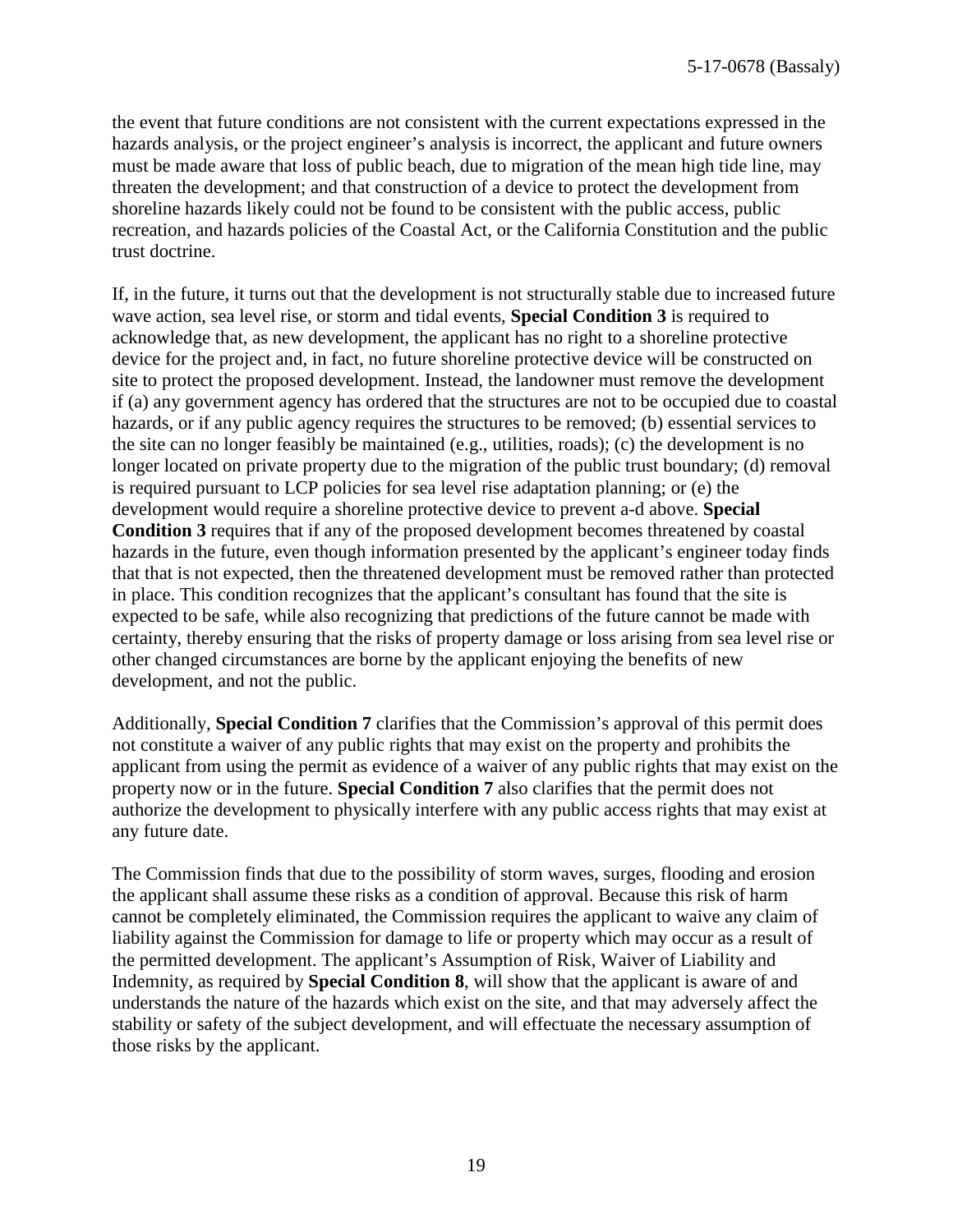the event that future conditions are not consistent with the current expectations expressed in the hazards analysis, or the project engineer's analysis is incorrect, the applicant and future owners must be made aware that loss of public beach, due to migration of the mean high tide line, may threaten the development; and that construction of a device to protect the development from shoreline hazards likely could not be found to be consistent with the public access, public recreation, and hazards policies of the Coastal Act, or the California Constitution and the public trust doctrine.

If, in the future, it turns out that the development is not structurally stable due to increased future wave action, sea level rise, or storm and tidal events, **Special Condition 3** is required to acknowledge that, as new development, the applicant has no right to a shoreline protective device for the project and, in fact, no future shoreline protective device will be constructed on site to protect the proposed development. Instead, the landowner must remove the development if (a) any government agency has ordered that the structures are not to be occupied due to coastal hazards, or if any public agency requires the structures to be removed; (b) essential services to the site can no longer feasibly be maintained (e.g., utilities, roads); (c) the development is no longer located on private property due to the migration of the public trust boundary; (d) removal is required pursuant to LCP policies for sea level rise adaptation planning; or (e) the development would require a shoreline protective device to prevent a-d above. **Special Condition 3** requires that if any of the proposed development becomes threatened by coastal hazards in the future, even though information presented by the applicant's engineer today finds that that is not expected, then the threatened development must be removed rather than protected in place. This condition recognizes that the applicant's consultant has found that the site is expected to be safe, while also recognizing that predictions of the future cannot be made with certainty, thereby ensuring that the risks of property damage or loss arising from sea level rise or other changed circumstances are borne by the applicant enjoying the benefits of new development, and not the public.

Additionally, **Special Condition 7** clarifies that the Commission's approval of this permit does not constitute a waiver of any public rights that may exist on the property and prohibits the applicant from using the permit as evidence of a waiver of any public rights that may exist on the property now or in the future. **Special Condition 7** also clarifies that the permit does not authorize the development to physically interfere with any public access rights that may exist at any future date.

The Commission finds that due to the possibility of storm waves, surges, flooding and erosion the applicant shall assume these risks as a condition of approval. Because this risk of harm cannot be completely eliminated, the Commission requires the applicant to waive any claim of liability against the Commission for damage to life or property which may occur as a result of the permitted development. The applicant's Assumption of Risk, Waiver of Liability and Indemnity, as required by **Special Condition 8**, will show that the applicant is aware of and understands the nature of the hazards which exist on the site, and that may adversely affect the stability or safety of the subject development, and will effectuate the necessary assumption of those risks by the applicant.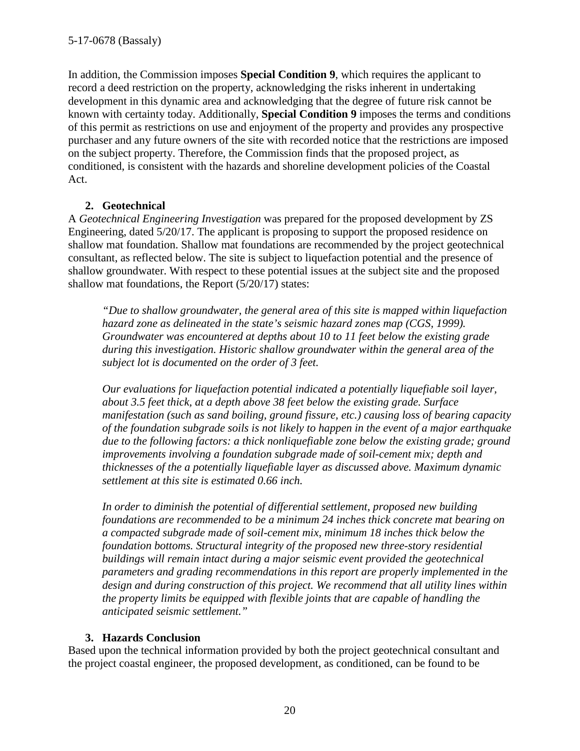In addition, the Commission imposes **Special Condition 9**, which requires the applicant to record a deed restriction on the property, acknowledging the risks inherent in undertaking development in this dynamic area and acknowledging that the degree of future risk cannot be known with certainty today. Additionally, **Special Condition 9** imposes the terms and conditions of this permit as restrictions on use and enjoyment of the property and provides any prospective purchaser and any future owners of the site with recorded notice that the restrictions are imposed on the subject property. Therefore, the Commission finds that the proposed project, as conditioned, is consistent with the hazards and shoreline development policies of the Coastal Act.

### 2. Geotechnical

A *Geotechnical Engineering Investigation* was prepared for the proposed development by ZS Engineering, dated 5/20/17. The applicant is proposing to support the proposed residence on shallow mat foundation. Shallow mat foundations are recommended by the project geotechnical consultant, as reflected below. The site is subject to liquefaction potential and the presence of shallow groundwater. With respect to these potential issues at the subject site and the proposed shallow mat foundations, the Report (5/20/17) states:

> *"Due to shallow groundwater, the general area of this site is mapped within liquefaction hazard zone as delineated in the state's seismic hazard zones map (CGS, 1999). Groundwater was encountered at depths about 10 to 11 feet below the existing grade during this investigation. Historic shallow groundwater within the general area of the subject lot is documented on the order of 3 feet.*
>
> *Our evaluations for liquefaction potential indicated a potentially liquefiable soil layer, about 3.5 feet thick, at a depth above 38 feet below the existing grade. Surface manifestation (such as sand boiling, ground fissure, etc.) causing loss of bearing capacity of the foundation subgrade soils is not likely to happen in the event of a major earthquake due to the following factors: a thick nonliquefiable zone below the existing grade; ground improvements involving a foundation subgrade made of soil-cement mix; depth and thicknesses of the a potentially liquefiable layer as discussed above. Maximum dynamic settlement at this site is estimated 0.66 inch.*
>
> *In order to diminish the potential of differential settlement, proposed new building foundations are recommended to be a minimum 24 inches thick concrete mat bearing on a compacted subgrade made of soil-cement mix, minimum 18 inches thick below the foundation bottoms. Structural integrity of the proposed new three-story residential buildings will remain intact during a major seismic event provided the geotechnical parameters and grading recommendations in this report are properly implemented in the design and during construction of this project. We recommend that all utility lines within the property limits be equipped with flexible joints that are capable of handling the anticipated seismic settlement."*

### 3. Hazards Conclusion

Based upon the technical information provided by both the project geotechnical consultant and the project coastal engineer, the proposed development, as conditioned, can be found to be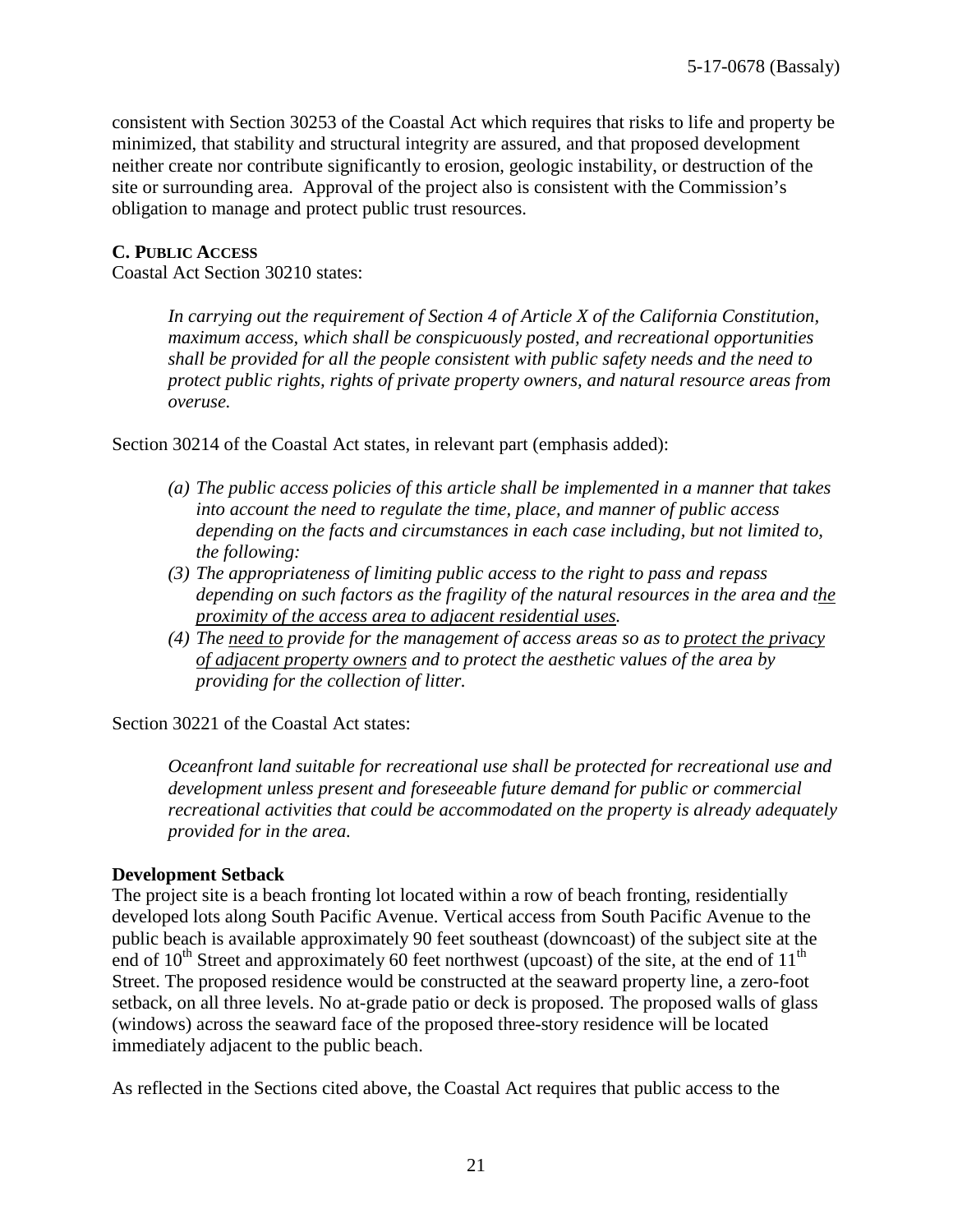consistent with Section 30253 of the Coastal Act which requires that risks to life and property be minimized, that stability and structural integrity are assured, and that proposed development neither create nor contribute significantly to erosion, geologic instability, or destruction of the site or surrounding area. Approval of the project also is consistent with the Commission's obligation to manage and protect public trust resources.

**C. PUBLIC ACCESS**

Coastal Act Section 30210 states:

> *In carrying out the requirement of Section 4 of Article X of the California Constitution, maximum access, which shall be conspicuously posted, and recreational opportunities shall be provided for all the people consistent with public safety needs and the need to protect public rights, rights of private property owners, and natural resource areas from overuse.*

Section 30214 of the Coastal Act states, in relevant part (emphasis added):

> *(a) The public access policies of this article shall be implemented in a manner that takes into account the need to regulate the time, place, and manner of public access depending on the facts and circumstances in each case including, but not limited to, the following:*
>
> *(3) The appropriateness of limiting public access to the right to pass and repass depending on such factors as the fragility of the natural resources in the area and <u>the proximity of the access area to adjacent residential uses</u>.*
>
> *(4) The <u>need to</u> provide for the management of access areas so as to <u>protect the privacy of adjacent property owners</u> and to protect the aesthetic values of the area by providing for the collection of litter.*

Section 30221 of the Coastal Act states:

> *Oceanfront land suitable for recreational use shall be protected for recreational use and development unless present and foreseeable future demand for public or commercial recreational activities that could be accommodated on the property is already adequately provided for in the area.*

**Development Setback**

The project site is a beach fronting lot located within a row of beach fronting, residentially developed lots along South Pacific Avenue. Vertical access from South Pacific Avenue to the public beach is available approximately 90 feet southeast (downcoast) of the subject site at the end of 10th Street and approximately 60 feet northwest (upcoast) of the site, at the end of 11th Street. The proposed residence would be constructed at the seaward property line, a zero-foot setback, on all three levels. No at-grade patio or deck is proposed. The proposed walls of glass (windows) across the seaward face of the proposed three-story residence will be located immediately adjacent to the public beach.

As reflected in the Sections cited above, the Coastal Act requires that public access to the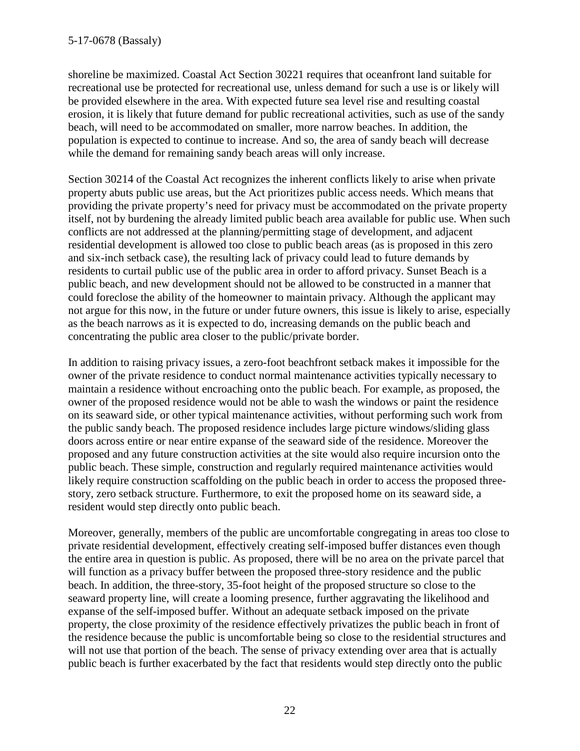shoreline be maximized. Coastal Act Section 30221 requires that oceanfront land suitable for recreational use be protected for recreational use, unless demand for such a use is or likely will be provided elsewhere in the area. With expected future sea level rise and resulting coastal erosion, it is likely that future demand for public recreational activities, such as use of the sandy beach, will need to be accommodated on smaller, more narrow beaches. In addition, the population is expected to continue to increase. And so, the area of sandy beach will decrease while the demand for remaining sandy beach areas will only increase.

Section 30214 of the Coastal Act recognizes the inherent conflicts likely to arise when private property abuts public use areas, but the Act prioritizes public access needs. Which means that providing the private property's need for privacy must be accommodated on the private property itself, not by burdening the already limited public beach area available for public use. When such conflicts are not addressed at the planning/permitting stage of development, and adjacent residential development is allowed too close to public beach areas (as is proposed in this zero and six-inch setback case), the resulting lack of privacy could lead to future demands by residents to curtail public use of the public area in order to afford privacy. Sunset Beach is a public beach, and new development should not be allowed to be constructed in a manner that could foreclose the ability of the homeowner to maintain privacy. Although the applicant may not argue for this now, in the future or under future owners, this issue is likely to arise, especially as the beach narrows as it is expected to do, increasing demands on the public beach and concentrating the public area closer to the public/private border.

In addition to raising privacy issues, a zero-foot beachfront setback makes it impossible for the owner of the private residence to conduct normal maintenance activities typically necessary to maintain a residence without encroaching onto the public beach. For example, as proposed, the owner of the proposed residence would not be able to wash the windows or paint the residence on its seaward side, or other typical maintenance activities, without performing such work from the public sandy beach. The proposed residence includes large picture windows/sliding glass doors across entire or near entire expanse of the seaward side of the residence. Moreover the proposed and any future construction activities at the site would also require incursion onto the public beach. These simple, construction and regularly required maintenance activities would likely require construction scaffolding on the public beach in order to access the proposed three-story, zero setback structure. Furthermore, to exit the proposed home on its seaward side, a resident would step directly onto public beach.

Moreover, generally, members of the public are uncomfortable congregating in areas too close to private residential development, effectively creating self-imposed buffer distances even though the entire area in question is public. As proposed, there will be no area on the private parcel that will function as a privacy buffer between the proposed three-story residence and the public beach. In addition, the three-story, 35-foot height of the proposed structure so close to the seaward property line, will create a looming presence, further aggravating the likelihood and expanse of the self-imposed buffer. Without an adequate setback imposed on the private property, the close proximity of the residence effectively privatizes the public beach in front of the residence because the public is uncomfortable being so close to the residential structures and will not use that portion of the beach. The sense of privacy extending over area that is actually public beach is further exacerbated by the fact that residents would step directly onto the public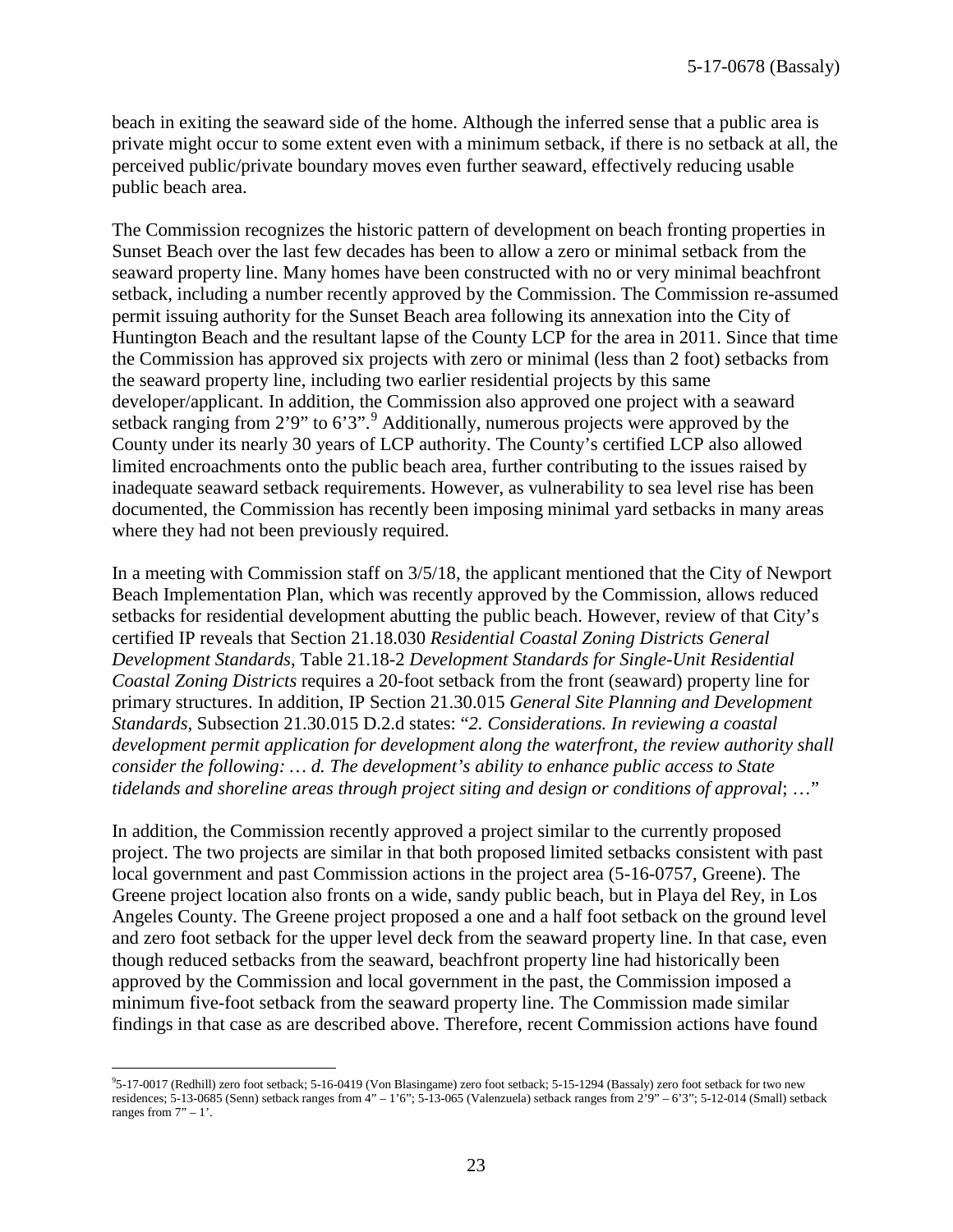beach in exiting the seaward side of the home. Although the inferred sense that a public area is private might occur to some extent even with a minimum setback, if there is no setback at all, the perceived public/private boundary moves even further seaward, effectively reducing usable public beach area.

The Commission recognizes the historic pattern of development on beach fronting properties in Sunset Beach over the last few decades has been to allow a zero or minimal setback from the seaward property line. Many homes have been constructed with no or very minimal beachfront setback, including a number recently approved by the Commission. The Commission re-assumed permit issuing authority for the Sunset Beach area following its annexation into the City of Huntington Beach and the resultant lapse of the County LCP for the area in 2011. Since that time the Commission has approved six projects with zero or minimal (less than 2 foot) setbacks from the seaward property line, including two earlier residential projects by this same developer/applicant. In addition, the Commission also approved one project with a seaward setback ranging from 2'9" to 6'3".[9] Additionally, numerous projects were approved by the County under its nearly 30 years of LCP authority. The County's certified LCP also allowed limited encroachments onto the public beach area, further contributing to the issues raised by inadequate seaward setback requirements. However, as vulnerability to sea level rise has been documented, the Commission has recently been imposing minimal yard setbacks in many areas where they had not been previously required.

In a meeting with Commission staff on 3/5/18, the applicant mentioned that the City of Newport Beach Implementation Plan, which was recently approved by the Commission, allows reduced setbacks for residential development abutting the public beach. However, review of that City's certified IP reveals that Section 21.18.030 *Residential Coastal Zoning Districts General Development Standards*, Table 21.18-2 *Development Standards for Single-Unit Residential Coastal Zoning Districts* requires a 20-foot setback from the front (seaward) property line for primary structures. In addition, IP Section 21.30.015 *General Site Planning and Development Standards*, Subsection 21.30.015 D.2.d states: "*2. Considerations. In reviewing a coastal development permit application for development along the waterfront, the review authority shall consider the following: … d. The development's ability to enhance public access to State tidelands and shoreline areas through project siting and design or conditions of approval*; …"

In addition, the Commission recently approved a project similar to the currently proposed project. The two projects are similar in that both proposed limited setbacks consistent with past local government and past Commission actions in the project area (5-16-0757, Greene). The Greene project location also fronts on a wide, sandy public beach, but in Playa del Rey, in Los Angeles County. The Greene project proposed a one and a half foot setback on the ground level and zero foot setback for the upper level deck from the seaward property line. In that case, even though reduced setbacks from the seaward, beachfront property line had historically been approved by the Commission and local government in the past, the Commission imposed a minimum five-foot setback from the seaward property line. The Commission made similar findings in that case as are described above. Therefore, recent Commission actions have found

---

[9] 5-17-0017 (Redhill) zero foot setback; 5-16-0419 (Von Blasingame) zero foot setback; 5-15-1294 (Bassaly) zero foot setback for two new residences; 5-13-0685 (Senn) setback ranges from 4" – 1'6"; 5-13-065 (Valenzuela) setback ranges from 2'9" – 6'3"; 5-12-014 (Small) setback ranges from 7" – 1'.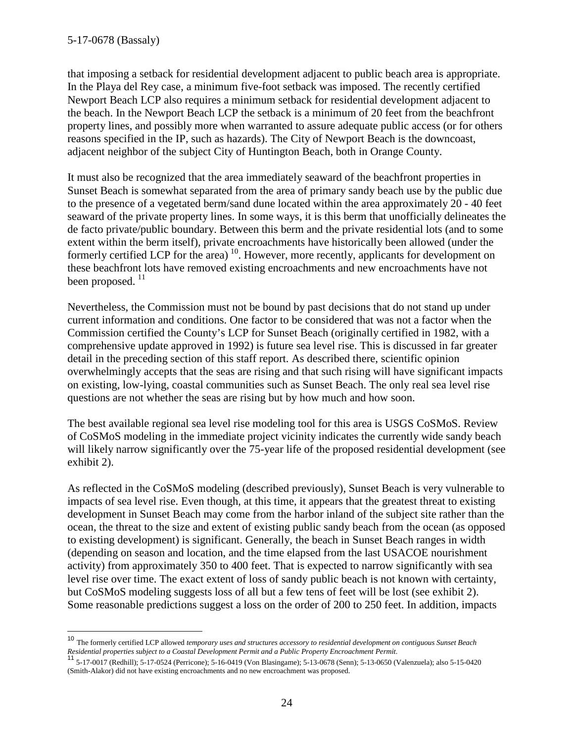that imposing a setback for residential development adjacent to public beach area is appropriate. In the Playa del Rey case, a minimum five-foot setback was imposed. The recently certified Newport Beach LCP also requires a minimum setback for residential development adjacent to the beach. In the Newport Beach LCP the setback is a minimum of 20 feet from the beachfront property lines, and possibly more when warranted to assure adequate public access (or for others reasons specified in the IP, such as hazards). The City of Newport Beach is the downcoast, adjacent neighbor of the subject City of Huntington Beach, both in Orange County.

It must also be recognized that the area immediately seaward of the beachfront properties in Sunset Beach is somewhat separated from the area of primary sandy beach use by the public due to the presence of a vegetated berm/sand dune located within the area approximately 20 - 40 feet seaward of the private property lines. In some ways, it is this berm that unofficially delineates the de facto private/public boundary. Between this berm and the private residential lots (and to some extent within the berm itself), private encroachments have historically been allowed (under the formerly certified LCP for the area) [10]. However, more recently, applicants for development on these beachfront lots have removed existing encroachments and new encroachments have not been proposed. [11]

Nevertheless, the Commission must not be bound by past decisions that do not stand up under current information and conditions. One factor to be considered that was not a factor when the Commission certified the County's LCP for Sunset Beach (originally certified in 1982, with a comprehensive update approved in 1992) is future sea level rise. This is discussed in far greater detail in the preceding section of this staff report. As described there, scientific opinion overwhelmingly accepts that the seas are rising and that such rising will have significant impacts on existing, low-lying, coastal communities such as Sunset Beach. The only real sea level rise questions are not whether the seas are rising but by how much and how soon.

The best available regional sea level rise modeling tool for this area is USGS CoSMoS. Review of CoSMoS modeling in the immediate project vicinity indicates the currently wide sandy beach will likely narrow significantly over the 75-year life of the proposed residential development (see exhibit 2).

As reflected in the CoSMoS modeling (described previously), Sunset Beach is very vulnerable to impacts of sea level rise. Even though, at this time, it appears that the greatest threat to existing development in Sunset Beach may come from the harbor inland of the subject site rather than the ocean, the threat to the size and extent of existing public sandy beach from the ocean (as opposed to existing development) is significant. Generally, the beach in Sunset Beach ranges in width (depending on season and location, and the time elapsed from the last USACOE nourishment activity) from approximately 350 to 400 feet. That is expected to narrow significantly with sea level rise over time. The exact extent of loss of sandy public beach is not known with certainty, but CoSMoS modeling suggests loss of all but a few tens of feet will be lost (see exhibit 2). Some reasonable predictions suggest a loss on the order of 200 to 250 feet. In addition, impacts

---

[10] The formerly certified LCP allowed *temporary uses and structures accessory to residential development on contiguous Sunset Beach Residential properties subject to a Coastal Development Permit and a Public Property Encroachment Permit*.

[11] 5-17-0017 (Redhill); 5-17-0524 (Perricone); 5-16-0419 (Von Blasingame); 5-13-0678 (Senn); 5-13-0650 (Valenzuela); also 5-15-0420 (Smith-Alakor) did not have existing encroachments and no new encroachment was proposed.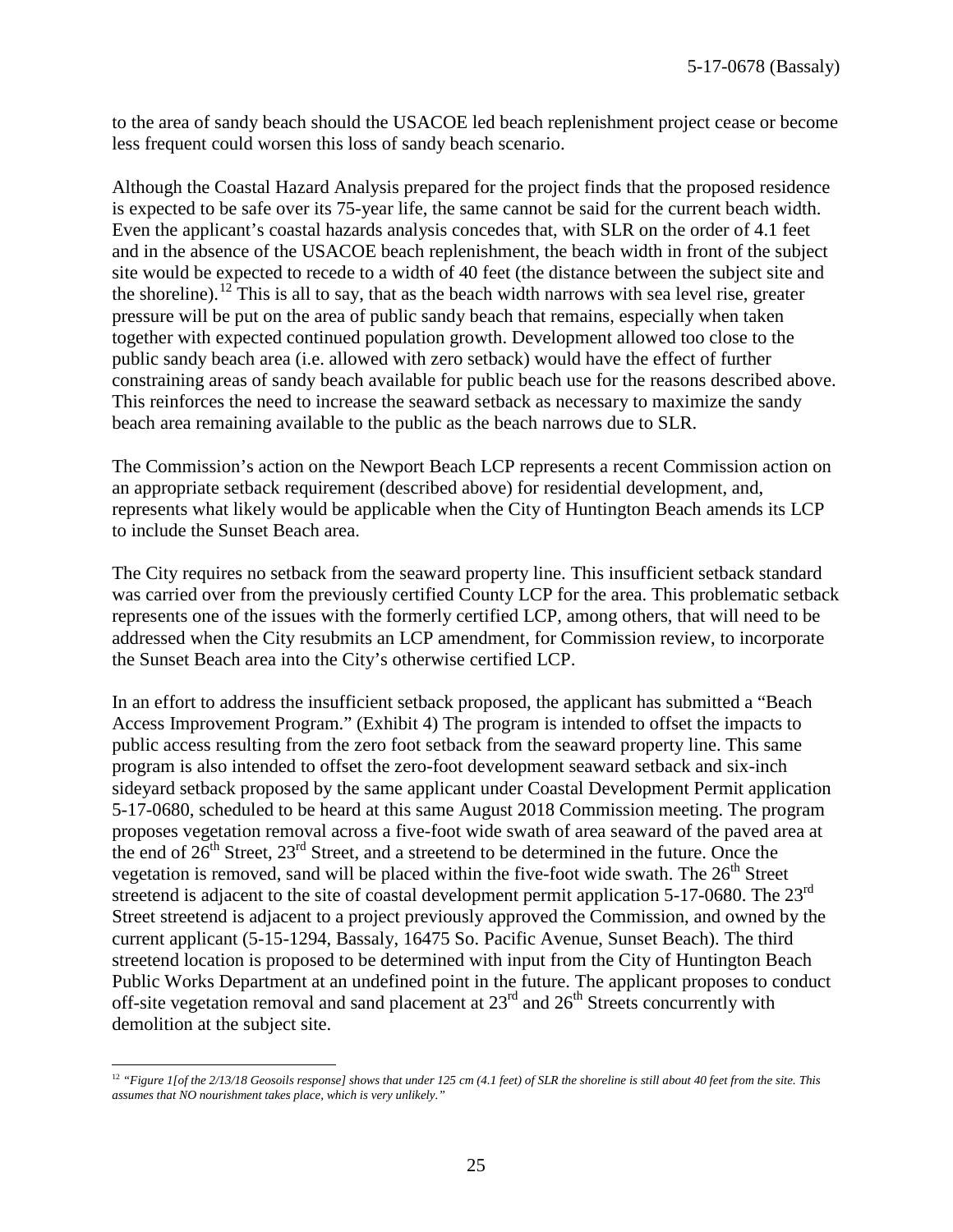to the area of sandy beach should the USACOE led beach replenishment project cease or become less frequent could worsen this loss of sandy beach scenario.

Although the Coastal Hazard Analysis prepared for the project finds that the proposed residence is expected to be safe over its 75-year life, the same cannot be said for the current beach width. Even the applicant's coastal hazards analysis concedes that, with SLR on the order of 4.1 feet and in the absence of the USACOE beach replenishment, the beach width in front of the subject site would be expected to recede to a width of 40 feet (the distance between the subject site and the shoreline).[12] This is all to say, that as the beach width narrows with sea level rise, greater pressure will be put on the area of public sandy beach that remains, especially when taken together with expected continued population growth. Development allowed too close to the public sandy beach area (i.e. allowed with zero setback) would have the effect of further constraining areas of sandy beach available for public beach use for the reasons described above. This reinforces the need to increase the seaward setback as necessary to maximize the sandy beach area remaining available to the public as the beach narrows due to SLR.

The Commission's action on the Newport Beach LCP represents a recent Commission action on an appropriate setback requirement (described above) for residential development, and, represents what likely would be applicable when the City of Huntington Beach amends its LCP to include the Sunset Beach area.

The City requires no setback from the seaward property line. This insufficient setback standard was carried over from the previously certified County LCP for the area. This problematic setback represents one of the issues with the formerly certified LCP, among others, that will need to be addressed when the City resubmits an LCP amendment, for Commission review, to incorporate the Sunset Beach area into the City's otherwise certified LCP.

In an effort to address the insufficient setback proposed, the applicant has submitted a "Beach Access Improvement Program." (Exhibit 4) The program is intended to offset the impacts to public access resulting from the zero foot setback from the seaward property line. This same program is also intended to offset the zero-foot development seaward setback and six-inch sideyard setback proposed by the same applicant under Coastal Development Permit application 5-17-0680, scheduled to be heard at this same August 2018 Commission meeting. The program proposes vegetation removal across a five-foot wide swath of area seaward of the paved area at the end of 26th Street, 23rd Street, and a streetend to be determined in the future. Once the vegetation is removed, sand will be placed within the five-foot wide swath. The 26th Street streetend is adjacent to the site of coastal development permit application 5-17-0680. The 23rd Street streetend is adjacent to a project previously approved the Commission, and owned by the current applicant (5-15-1294, Bassaly, 16475 So. Pacific Avenue, Sunset Beach). The third streetend location is proposed to be determined with input from the City of Huntington Beach Public Works Department at an undefined point in the future. The applicant proposes to conduct off-site vegetation removal and sand placement at 23rd and 26th Streets concurrently with demolition at the subject site.

---

[12] *"Figure 1[of the 2/13/18 Geosoils response] shows that under 125 cm (4.1 feet) of SLR the shoreline is still about 40 feet from the site. This assumes that NO nourishment takes place, which is very unlikely."*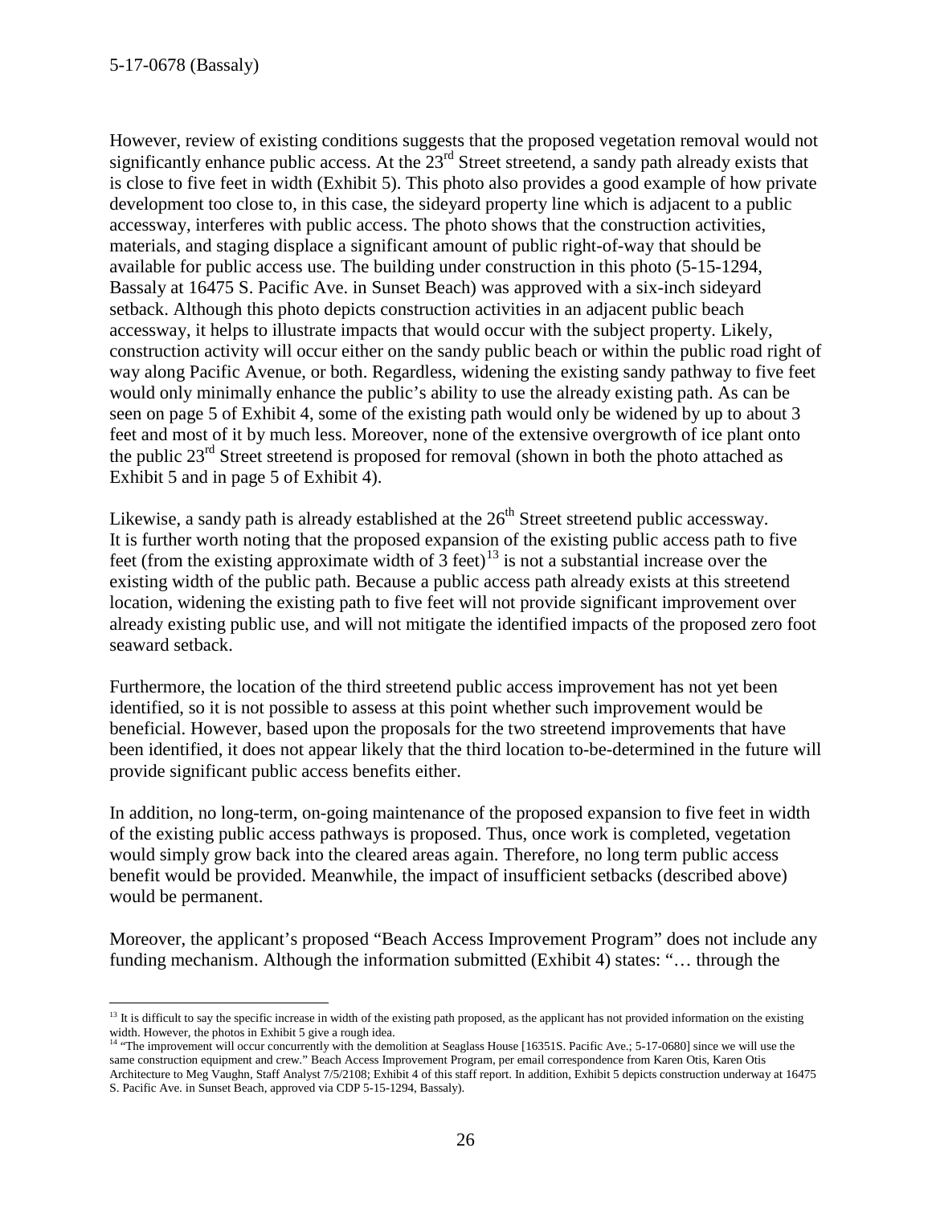However, review of existing conditions suggests that the proposed vegetation removal would not significantly enhance public access. At the 23rd Street streetend, a sandy path already exists that is close to five feet in width (Exhibit 5). This photo also provides a good example of how private development too close to, in this case, the sideyard property line which is adjacent to a public accessway, interferes with public access. The photo shows that the construction activities, materials, and staging displace a significant amount of public right-of-way that should be available for public access use. The building under construction in this photo (5-15-1294, Bassaly at 16475 S. Pacific Ave. in Sunset Beach) was approved with a six-inch sideyard setback. Although this photo depicts construction activities in an adjacent public beach accessway, it helps to illustrate impacts that would occur with the subject property. Likely, construction activity will occur either on the sandy public beach or within the public road right of way along Pacific Avenue, or both. Regardless, widening the existing sandy pathway to five feet would only minimally enhance the public's ability to use the already existing path. As can be seen on page 5 of Exhibit 4, some of the existing path would only be widened by up to about 3 feet and most of it by much less. Moreover, none of the extensive overgrowth of ice plant onto the public 23rd Street streetend is proposed for removal (shown in both the photo attached as Exhibit 5 and in page 5 of Exhibit 4).

Likewise, a sandy path is already established at the 26th Street streetend public accessway. It is further worth noting that the proposed expansion of the existing public access path to five feet (from the existing approximate width of 3 feet)[13] is not a substantial increase over the existing width of the public path. Because a public access path already exists at this streetend location, widening the existing path to five feet will not provide significant improvement over already existing public use, and will not mitigate the identified impacts of the proposed zero foot seaward setback.

Furthermore, the location of the third streetend public access improvement has not yet been identified, so it is not possible to assess at this point whether such improvement would be beneficial. However, based upon the proposals for the two streetend improvements that have been identified, it does not appear likely that the third location to-be-determined in the future will provide significant public access benefits either.

In addition, no long-term, on-going maintenance of the proposed expansion to five feet in width of the existing public access pathways is proposed. Thus, once work is completed, vegetation would simply grow back into the cleared areas again. Therefore, no long term public access benefit would be provided. Meanwhile, the impact of insufficient setbacks (described above) would be permanent.

Moreover, the applicant's proposed "Beach Access Improvement Program" does not include any funding mechanism. Although the information submitted (Exhibit 4) states: "… through the

---

[13] It is difficult to say the specific increase in width of the existing path proposed, as the applicant has not provided information on the existing width. However, the photos in Exhibit 5 give a rough idea.

[14] "The improvement will occur concurrently with the demolition at Seaglass House [16351S. Pacific Ave.; 5-17-0680] since we will use the same construction equipment and crew." Beach Access Improvement Program, per email correspondence from Karen Otis, Karen Otis Architecture to Meg Vaughn, Staff Analyst 7/5/2108; Exhibit 4 of this staff report. In addition, Exhibit 5 depicts construction underway at 16475 S. Pacific Ave. in Sunset Beach, approved via CDP 5-15-1294, Bassaly).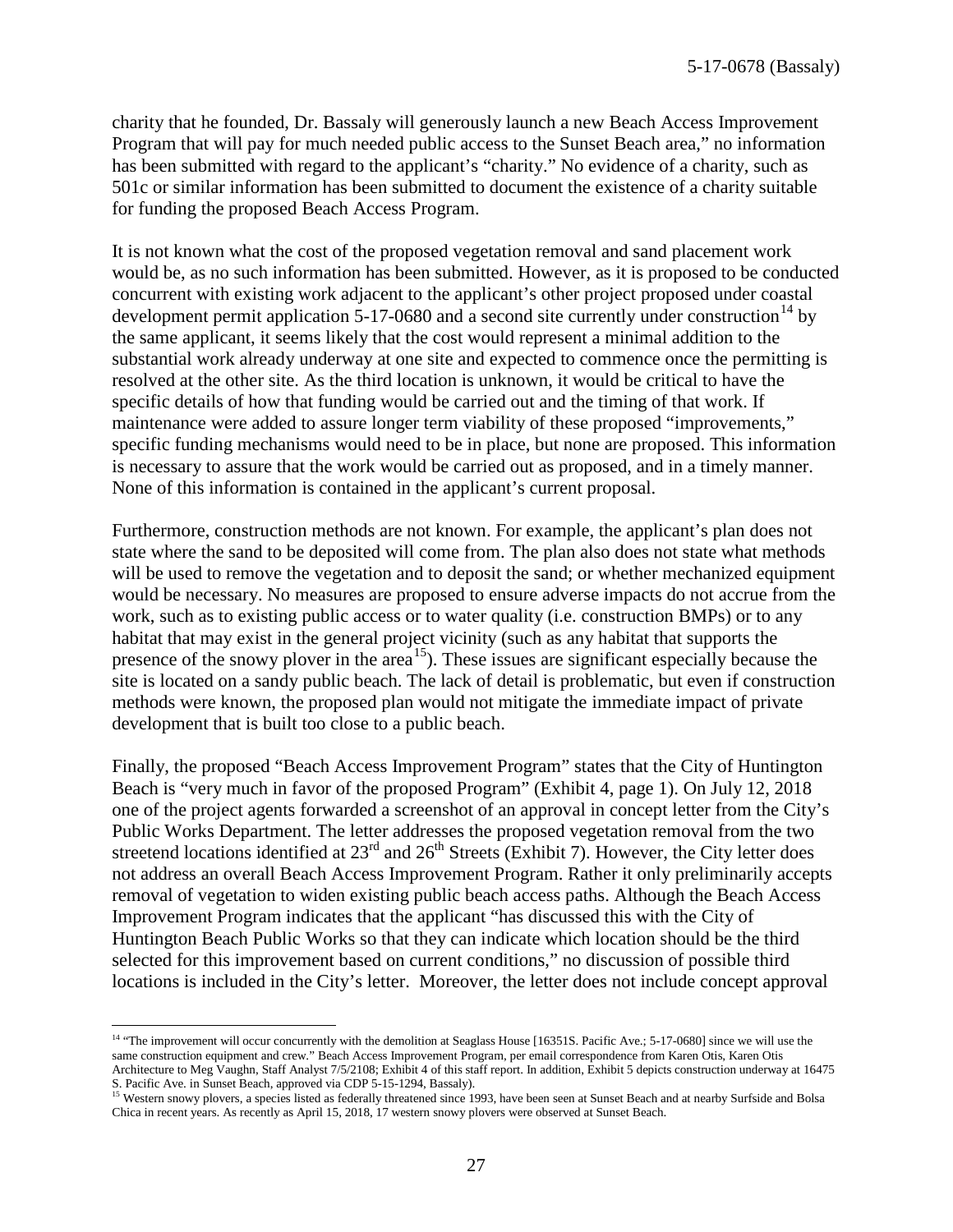charity that he founded, Dr. Bassaly will generously launch a new Beach Access Improvement Program that will pay for much needed public access to the Sunset Beach area," no information has been submitted with regard to the applicant's "charity." No evidence of a charity, such as 501c or similar information has been submitted to document the existence of a charity suitable for funding the proposed Beach Access Program.

It is not known what the cost of the proposed vegetation removal and sand placement work would be, as no such information has been submitted. However, as it is proposed to be conducted concurrent with existing work adjacent to the applicant's other project proposed under coastal development permit application 5-17-0680 and a second site currently under construction[14] by the same applicant, it seems likely that the cost would represent a minimal addition to the substantial work already underway at one site and expected to commence once the permitting is resolved at the other site. As the third location is unknown, it would be critical to have the specific details of how that funding would be carried out and the timing of that work. If maintenance were added to assure longer term viability of these proposed "improvements," specific funding mechanisms would need to be in place, but none are proposed. This information is necessary to assure that the work would be carried out as proposed, and in a timely manner. None of this information is contained in the applicant's current proposal.

Furthermore, construction methods are not known. For example, the applicant's plan does not state where the sand to be deposited will come from. The plan also does not state what methods will be used to remove the vegetation and to deposit the sand; or whether mechanized equipment would be necessary. No measures are proposed to ensure adverse impacts do not accrue from the work, such as to existing public access or to water quality (i.e. construction BMPs) or to any habitat that may exist in the general project vicinity (such as any habitat that supports the presence of the snowy plover in the area[15]). These issues are significant especially because the site is located on a sandy public beach. The lack of detail is problematic, but even if construction methods were known, the proposed plan would not mitigate the immediate impact of private development that is built too close to a public beach.

Finally, the proposed "Beach Access Improvement Program" states that the City of Huntington Beach is "very much in favor of the proposed Program" (Exhibit 4, page 1). On July 12, 2018 one of the project agents forwarded a screenshot of an approval in concept letter from the City's Public Works Department. The letter addresses the proposed vegetation removal from the two streetend locations identified at 23rd and 26th Streets (Exhibit 7). However, the City letter does not address an overall Beach Access Improvement Program. Rather it only preliminarily accepts removal of vegetation to widen existing public beach access paths. Although the Beach Access Improvement Program indicates that the applicant "has discussed this with the City of Huntington Beach Public Works so that they can indicate which location should be the third selected for this improvement based on current conditions," no discussion of possible third locations is included in the City's letter. Moreover, the letter does not include concept approval

---

[14] "The improvement will occur concurrently with the demolition at Seaglass House [16351S. Pacific Ave.; 5-17-0680] since we will use the same construction equipment and crew." Beach Access Improvement Program, per email correspondence from Karen Otis, Karen Otis Architecture to Meg Vaughn, Staff Analyst 7/5/2108; Exhibit 4 of this staff report. In addition, Exhibit 5 depicts construction underway at 16475 S. Pacific Ave. in Sunset Beach, approved via CDP 5-15-1294, Bassaly).

[15] Western snowy plovers, a species listed as federally threatened since 1993, have been seen at Sunset Beach and at nearby Surfside and Bolsa Chica in recent years. As recently as April 15, 2018, 17 western snowy plovers were observed at Sunset Beach.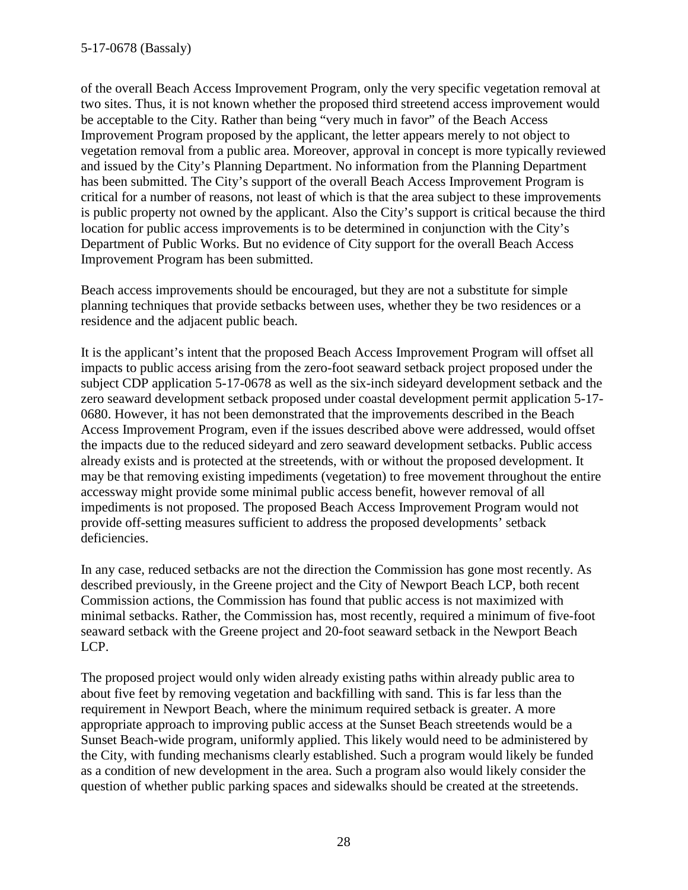of the overall Beach Access Improvement Program, only the very specific vegetation removal at two sites. Thus, it is not known whether the proposed third streetend access improvement would be acceptable to the City. Rather than being "very much in favor" of the Beach Access Improvement Program proposed by the applicant, the letter appears merely to not object to vegetation removal from a public area. Moreover, approval in concept is more typically reviewed and issued by the City's Planning Department. No information from the Planning Department has been submitted. The City's support of the overall Beach Access Improvement Program is critical for a number of reasons, not least of which is that the area subject to these improvements is public property not owned by the applicant. Also the City's support is critical because the third location for public access improvements is to be determined in conjunction with the City's Department of Public Works. But no evidence of City support for the overall Beach Access Improvement Program has been submitted.

Beach access improvements should be encouraged, but they are not a substitute for simple planning techniques that provide setbacks between uses, whether they be two residences or a residence and the adjacent public beach.

It is the applicant's intent that the proposed Beach Access Improvement Program will offset all impacts to public access arising from the zero-foot seaward setback project proposed under the subject CDP application 5-17-0678 as well as the six-inch sideyard development setback and the zero seaward development setback proposed under coastal development permit application 5-17-0680. However, it has not been demonstrated that the improvements described in the Beach Access Improvement Program, even if the issues described above were addressed, would offset the impacts due to the reduced sideyard and zero seaward development setbacks. Public access already exists and is protected at the streetends, with or without the proposed development. It may be that removing existing impediments (vegetation) to free movement throughout the entire accessway might provide some minimal public access benefit, however removal of all impediments is not proposed. The proposed Beach Access Improvement Program would not provide off-setting measures sufficient to address the proposed developments' setback deficiencies.

In any case, reduced setbacks are not the direction the Commission has gone most recently. As described previously, in the Greene project and the City of Newport Beach LCP, both recent Commission actions, the Commission has found that public access is not maximized with minimal setbacks. Rather, the Commission has, most recently, required a minimum of five-foot seaward setback with the Greene project and 20-foot seaward setback in the Newport Beach LCP.

The proposed project would only widen already existing paths within already public area to about five feet by removing vegetation and backfilling with sand. This is far less than the requirement in Newport Beach, where the minimum required setback is greater. A more appropriate approach to improving public access at the Sunset Beach streetends would be a Sunset Beach-wide program, uniformly applied. This likely would need to be administered by the City, with funding mechanisms clearly established. Such a program would likely be funded as a condition of new development in the area. Such a program also would likely consider the question of whether public parking spaces and sidewalks should be created at the streetends.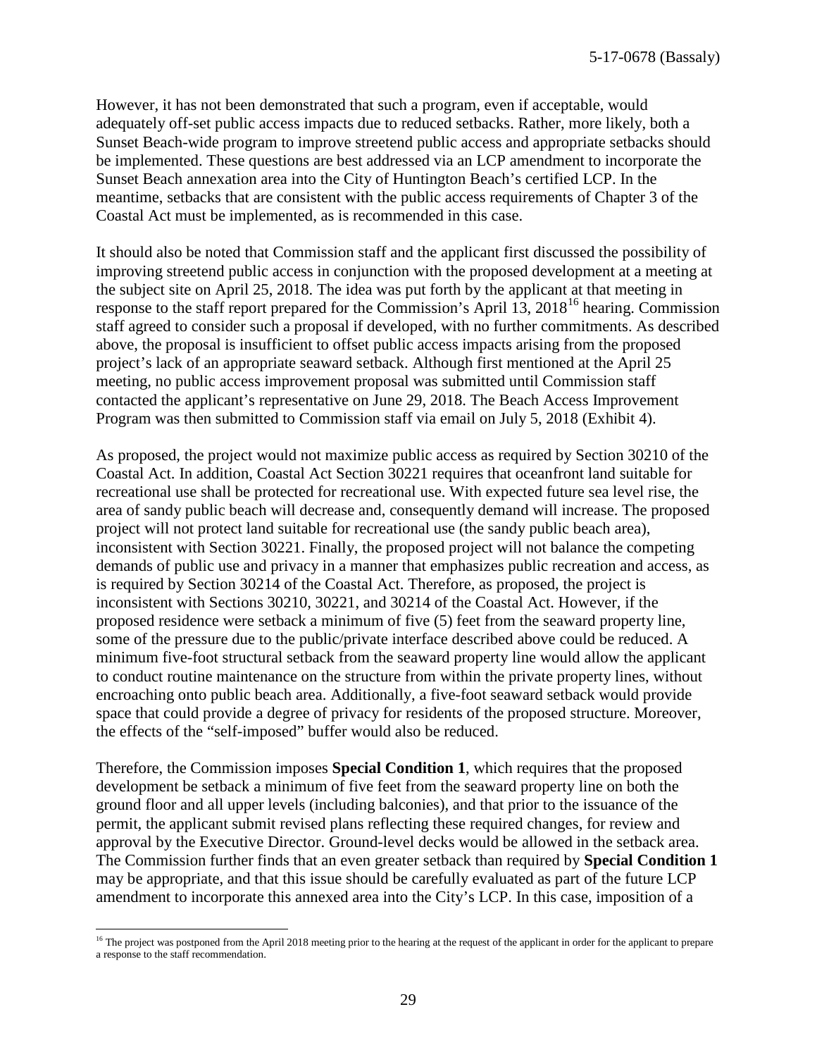However, it has not been demonstrated that such a program, even if acceptable, would adequately off-set public access impacts due to reduced setbacks. Rather, more likely, both a Sunset Beach-wide program to improve streetend public access and appropriate setbacks should be implemented. These questions are best addressed via an LCP amendment to incorporate the Sunset Beach annexation area into the City of Huntington Beach's certified LCP. In the meantime, setbacks that are consistent with the public access requirements of Chapter 3 of the Coastal Act must be implemented, as is recommended in this case.

It should also be noted that Commission staff and the applicant first discussed the possibility of improving streetend public access in conjunction with the proposed development at a meeting at the subject site on April 25, 2018. The idea was put forth by the applicant at that meeting in response to the staff report prepared for the Commission's April 13, 2018[16] hearing. Commission staff agreed to consider such a proposal if developed, with no further commitments. As described above, the proposal is insufficient to offset public access impacts arising from the proposed project's lack of an appropriate seaward setback. Although first mentioned at the April 25 meeting, no public access improvement proposal was submitted until Commission staff contacted the applicant's representative on June 29, 2018. The Beach Access Improvement Program was then submitted to Commission staff via email on July 5, 2018 (Exhibit 4).

As proposed, the project would not maximize public access as required by Section 30210 of the Coastal Act. In addition, Coastal Act Section 30221 requires that oceanfront land suitable for recreational use shall be protected for recreational use. With expected future sea level rise, the area of sandy public beach will decrease and, consequently demand will increase. The proposed project will not protect land suitable for recreational use (the sandy public beach area), inconsistent with Section 30221. Finally, the proposed project will not balance the competing demands of public use and privacy in a manner that emphasizes public recreation and access, as is required by Section 30214 of the Coastal Act. Therefore, as proposed, the project is inconsistent with Sections 30210, 30221, and 30214 of the Coastal Act. However, if the proposed residence were setback a minimum of five (5) feet from the seaward property line, some of the pressure due to the public/private interface described above could be reduced. A minimum five-foot structural setback from the seaward property line would allow the applicant to conduct routine maintenance on the structure from within the private property lines, without encroaching onto public beach area. Additionally, a five-foot seaward setback would provide space that could provide a degree of privacy for residents of the proposed structure. Moreover, the effects of the "self-imposed" buffer would also be reduced.

Therefore, the Commission imposes **Special Condition 1**, which requires that the proposed development be setback a minimum of five feet from the seaward property line on both the ground floor and all upper levels (including balconies), and that prior to the issuance of the permit, the applicant submit revised plans reflecting these required changes, for review and approval by the Executive Director. Ground-level decks would be allowed in the setback area. The Commission further finds that an even greater setback than required by **Special Condition 1** may be appropriate, and that this issue should be carefully evaluated as part of the future LCP amendment to incorporate this annexed area into the City's LCP. In this case, imposition of a

[16] The project was postponed from the April 2018 meeting prior to the hearing at the request of the applicant in order for the applicant to prepare a response to the staff recommendation.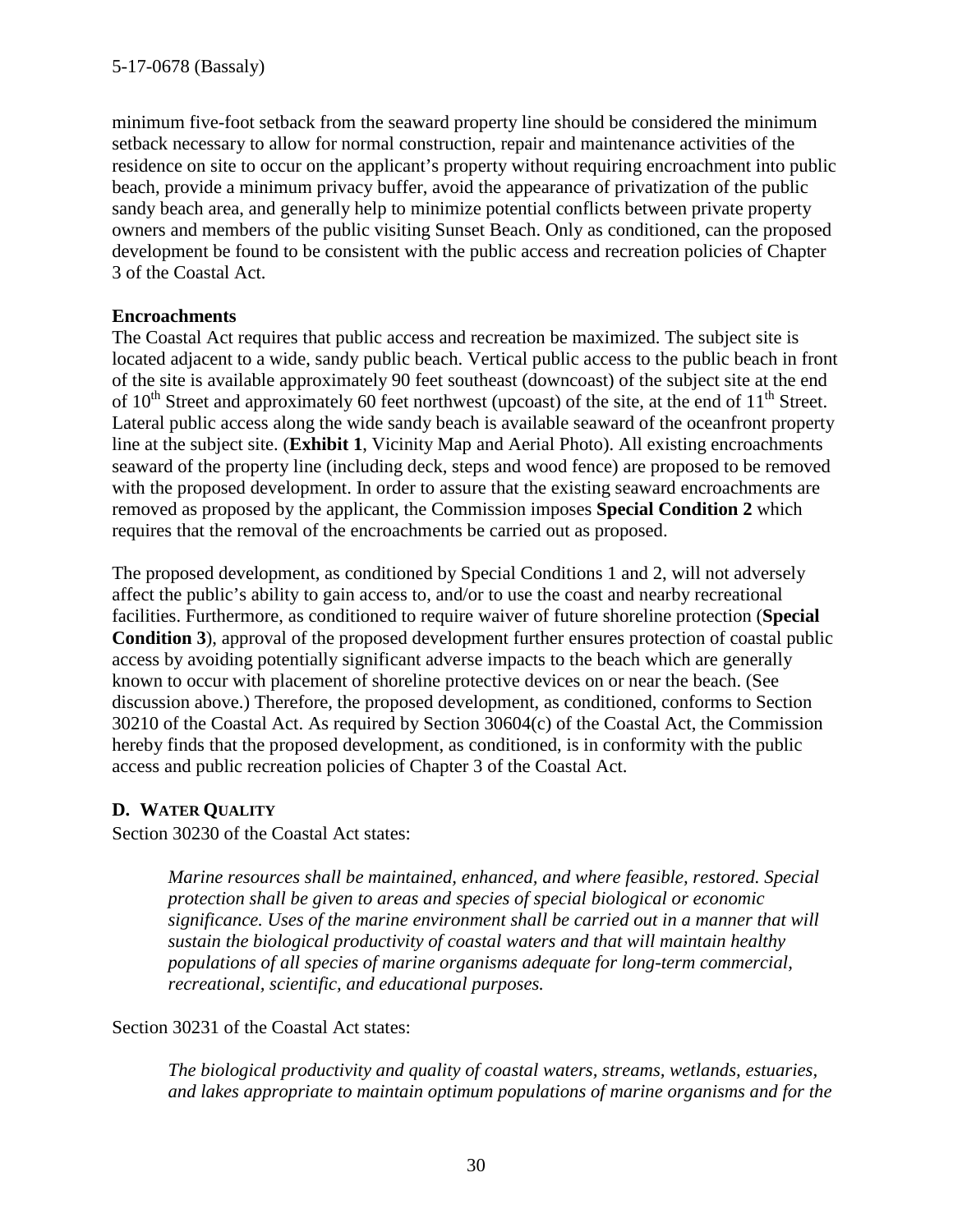minimum five-foot setback from the seaward property line should be considered the minimum setback necessary to allow for normal construction, repair and maintenance activities of the residence on site to occur on the applicant's property without requiring encroachment into public beach, provide a minimum privacy buffer, avoid the appearance of privatization of the public sandy beach area, and generally help to minimize potential conflicts between private property owners and members of the public visiting Sunset Beach. Only as conditioned, can the proposed development be found to be consistent with the public access and recreation policies of Chapter 3 of the Coastal Act.

**Encroachments**

The Coastal Act requires that public access and recreation be maximized. The subject site is located adjacent to a wide, sandy public beach. Vertical public access to the public beach in front of the site is available approximately 90 feet southeast (downcoast) of the subject site at the end of 10th Street and approximately 60 feet northwest (upcoast) of the site, at the end of 11th Street. Lateral public access along the wide sandy beach is available seaward of the oceanfront property line at the subject site. (**Exhibit 1**, Vicinity Map and Aerial Photo). All existing encroachments seaward of the property line (including deck, steps and wood fence) are proposed to be removed with the proposed development. In order to assure that the existing seaward encroachments are removed as proposed by the applicant, the Commission imposes **Special Condition 2** which requires that the removal of the encroachments be carried out as proposed.

The proposed development, as conditioned by Special Conditions 1 and 2, will not adversely affect the public's ability to gain access to, and/or to use the coast and nearby recreational facilities. Furthermore, as conditioned to require waiver of future shoreline protection (**Special Condition 3**), approval of the proposed development further ensures protection of coastal public access by avoiding potentially significant adverse impacts to the beach which are generally known to occur with placement of shoreline protective devices on or near the beach. (See discussion above.) Therefore, the proposed development, as conditioned, conforms to Section 30210 of the Coastal Act. As required by Section 30604(c) of the Coastal Act, the Commission hereby finds that the proposed development, as conditioned, is in conformity with the public access and public recreation policies of Chapter 3 of the Coastal Act.

### D. WATER QUALITY

Section 30230 of the Coastal Act states:

> *Marine resources shall be maintained, enhanced, and where feasible, restored. Special protection shall be given to areas and species of special biological or economic significance. Uses of the marine environment shall be carried out in a manner that will sustain the biological productivity of coastal waters and that will maintain healthy populations of all species of marine organisms adequate for long-term commercial, recreational, scientific, and educational purposes.*

Section 30231 of the Coastal Act states:

> *The biological productivity and quality of coastal waters, streams, wetlands, estuaries, and lakes appropriate to maintain optimum populations of marine organisms and for the*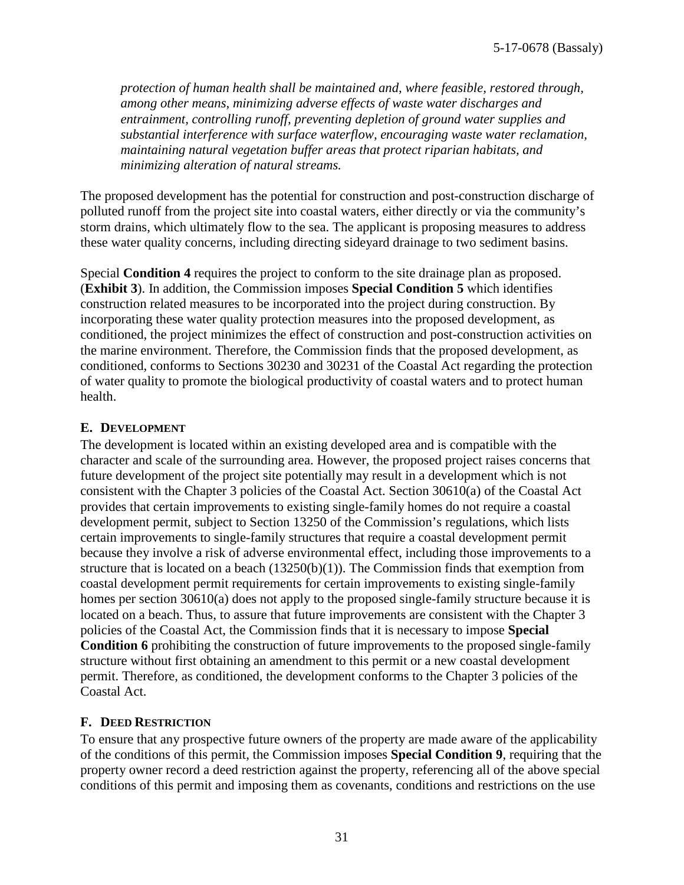*protection of human health shall be maintained and, where feasible, restored through, among other means, minimizing adverse effects of waste water discharges and entrainment, controlling runoff, preventing depletion of ground water supplies and substantial interference with surface waterflow, encouraging waste water reclamation, maintaining natural vegetation buffer areas that protect riparian habitats, and minimizing alteration of natural streams.*

The proposed development has the potential for construction and post-construction discharge of polluted runoff from the project site into coastal waters, either directly or via the community's storm drains, which ultimately flow to the sea. The applicant is proposing measures to address these water quality concerns, including directing sideyard drainage to two sediment basins.

Special **Condition 4** requires the project to conform to the site drainage plan as proposed. (**Exhibit 3**). In addition, the Commission imposes **Special Condition 5** which identifies construction related measures to be incorporated into the project during construction. By incorporating these water quality protection measures into the proposed development, as conditioned, the project minimizes the effect of construction and post-construction activities on the marine environment. Therefore, the Commission finds that the proposed development, as conditioned, conforms to Sections 30230 and 30231 of the Coastal Act regarding the protection of water quality to promote the biological productivity of coastal waters and to protect human health.

### E. Development

The development is located within an existing developed area and is compatible with the character and scale of the surrounding area. However, the proposed project raises concerns that future development of the project site potentially may result in a development which is not consistent with the Chapter 3 policies of the Coastal Act. Section 30610(a) of the Coastal Act provides that certain improvements to existing single-family homes do not require a coastal development permit, subject to Section 13250 of the Commission's regulations, which lists certain improvements to single-family structures that require a coastal development permit because they involve a risk of adverse environmental effect, including those improvements to a structure that is located on a beach (13250(b)(1)). The Commission finds that exemption from coastal development permit requirements for certain improvements to existing single-family homes per section 30610(a) does not apply to the proposed single-family structure because it is located on a beach. Thus, to assure that future improvements are consistent with the Chapter 3 policies of the Coastal Act, the Commission finds that it is necessary to impose **Special Condition 6** prohibiting the construction of future improvements to the proposed single-family structure without first obtaining an amendment to this permit or a new coastal development permit. Therefore, as conditioned, the development conforms to the Chapter 3 policies of the Coastal Act.

### F. Deed Restriction

To ensure that any prospective future owners of the property are made aware of the applicability of the conditions of this permit, the Commission imposes **Special Condition 9**, requiring that the property owner record a deed restriction against the property, referencing all of the above special conditions of this permit and imposing them as covenants, conditions and restrictions on the use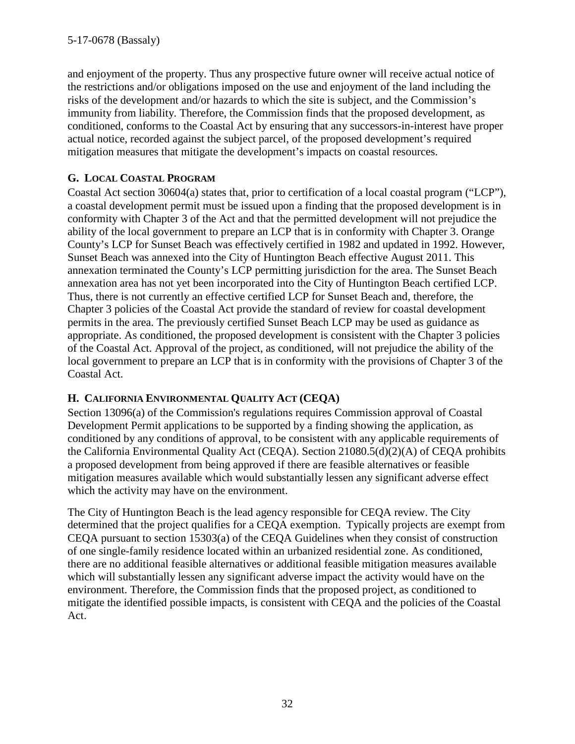and enjoyment of the property. Thus any prospective future owner will receive actual notice of the restrictions and/or obligations imposed on the use and enjoyment of the land including the risks of the development and/or hazards to which the site is subject, and the Commission's immunity from liability. Therefore, the Commission finds that the proposed development, as conditioned, conforms to the Coastal Act by ensuring that any successors-in-interest have proper actual notice, recorded against the subject parcel, of the proposed development's required mitigation measures that mitigate the development's impacts on coastal resources.

### G. Local Coastal Program

Coastal Act section 30604(a) states that, prior to certification of a local coastal program ("LCP"), a coastal development permit must be issued upon a finding that the proposed development is in conformity with Chapter 3 of the Act and that the permitted development will not prejudice the ability of the local government to prepare an LCP that is in conformity with Chapter 3. Orange County's LCP for Sunset Beach was effectively certified in 1982 and updated in 1992. However, Sunset Beach was annexed into the City of Huntington Beach effective August 2011. This annexation terminated the County's LCP permitting jurisdiction for the area. The Sunset Beach annexation area has not yet been incorporated into the City of Huntington Beach certified LCP. Thus, there is not currently an effective certified LCP for Sunset Beach and, therefore, the Chapter 3 policies of the Coastal Act provide the standard of review for coastal development permits in the area. The previously certified Sunset Beach LCP may be used as guidance as appropriate. As conditioned, the proposed development is consistent with the Chapter 3 policies of the Coastal Act. Approval of the project, as conditioned, will not prejudice the ability of the local government to prepare an LCP that is in conformity with the provisions of Chapter 3 of the Coastal Act.

### H. California Environmental Quality Act (CEQA)

Section 13096(a) of the Commission's regulations requires Commission approval of Coastal Development Permit applications to be supported by a finding showing the application, as conditioned by any conditions of approval, to be consistent with any applicable requirements of the California Environmental Quality Act (CEQA). Section 21080.5(d)(2)(A) of CEQA prohibits a proposed development from being approved if there are feasible alternatives or feasible mitigation measures available which would substantially lessen any significant adverse effect which the activity may have on the environment.

The City of Huntington Beach is the lead agency responsible for CEQA review. The City determined that the project qualifies for a CEQA exemption. Typically projects are exempt from CEQA pursuant to section 15303(a) of the CEQA Guidelines when they consist of construction of one single-family residence located within an urbanized residential zone. As conditioned, there are no additional feasible alternatives or additional feasible mitigation measures available which will substantially lessen any significant adverse impact the activity would have on the environment. Therefore, the Commission finds that the proposed project, as conditioned to mitigate the identified possible impacts, is consistent with CEQA and the policies of the Coastal Act.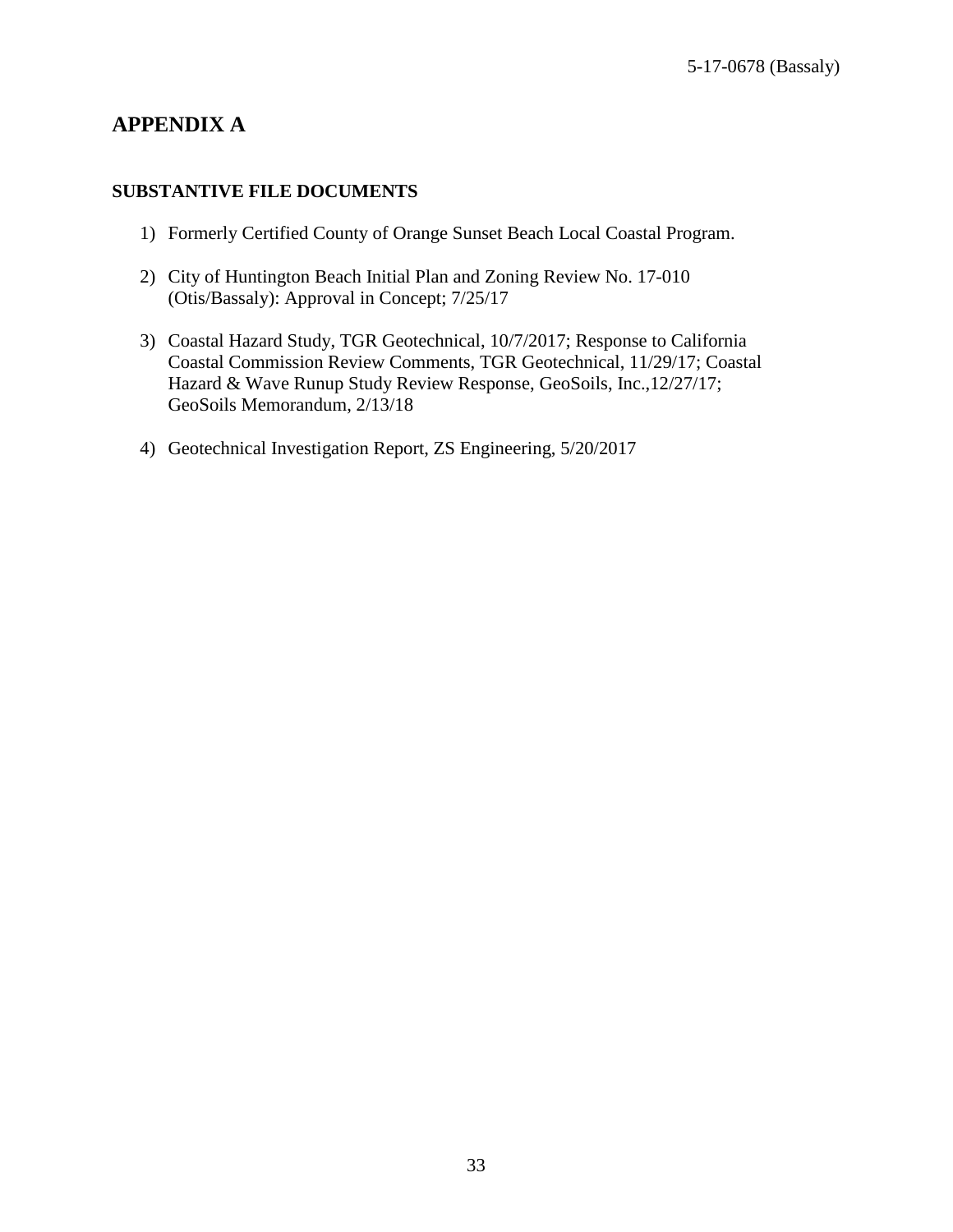# APPENDIX A

### SUBSTANTIVE FILE DOCUMENTS

1) Formerly Certified County of Orange Sunset Beach Local Coastal Program.

2) City of Huntington Beach Initial Plan and Zoning Review No. 17-010 (Otis/Bassaly): Approval in Concept; 7/25/17

3) Coastal Hazard Study, TGR Geotechnical, 10/7/2017; Response to California Coastal Commission Review Comments, TGR Geotechnical, 11/29/17; Coastal Hazard & Wave Runup Study Review Response, GeoSoils, Inc.,12/27/17; GeoSoils Memorandum, 2/13/18

4) Geotechnical Investigation Report, ZS Engineering, 5/20/2017